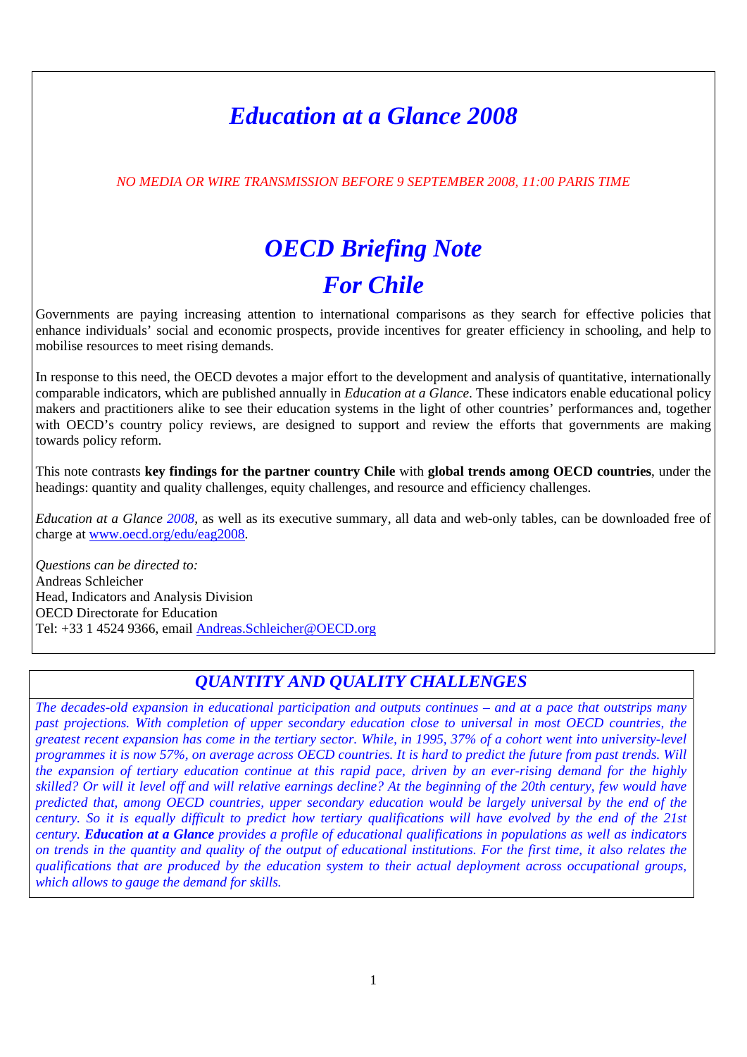# *Education at a Glance 2008*

*NO MEDIA OR WIRE TRANSMISSION BEFORE 9 SEPTEMBER 2008, 11:00 PARIS TIME*

# *OECD Briefing Note For Chile*

Governments are paying increasing attention to international comparisons as they search for effective policies that enhance individuals' social and economic prospects, provide incentives for greater efficiency in schooling, and help to mobilise resources to meet rising demands.

In response to this need, the OECD devotes a major effort to the development and analysis of quantitative, internationally comparable indicators, which are published annually in *Education at a Glance*. These indicators enable educational policy makers and practitioners alike to see their education systems in the light of other countries' performances and, together with OECD's country policy reviews, are designed to support and review the efforts that governments are making towards policy reform.

This note contrasts **key findings for the partner country Chile** with **global trends among OECD countries**, under the headings: quantity and quality challenges, equity challenges, and resource and efficiency challenges.

*Education at a Glance 2008*, as well as its executive summary, all data and web-only tables, can be downloaded free of charge at www.oecd.org/edu/eag2008.

*Questions can be directed to:*
Andreas Schleicher
Head, Indicators and Analysis Division
OECD Directorate for Education
Tel: +33 1 4524 9366, email Andreas.Schleicher@OECD.org

## *QUANTITY AND QUALITY CHALLENGES*

*The decades-old expansion in educational participation and outputs continues – and at a pace that outstrips many past projections. With completion of upper secondary education close to universal in most OECD countries, the greatest recent expansion has come in the tertiary sector. While, in 1995, 37% of a cohort went into university-level programmes it is now 57%, on average across OECD countries. It is hard to predict the future from past trends. Will the expansion of tertiary education continue at this rapid pace, driven by an ever-rising demand for the highly skilled? Or will it level off and will relative earnings decline? At the beginning of the 20th century, few would have predicted that, among OECD countries, upper secondary education would be largely universal by the end of the century. So it is equally difficult to predict how tertiary qualifications will have evolved by the end of the 21st century.* ***Education at a Glance*** *provides a profile of educational qualifications in populations as well as indicators on trends in the quantity and quality of the output of educational institutions. For the first time, it also relates the qualifications that are produced by the education system to their actual deployment across occupational groups, which allows to gauge the demand for skills.*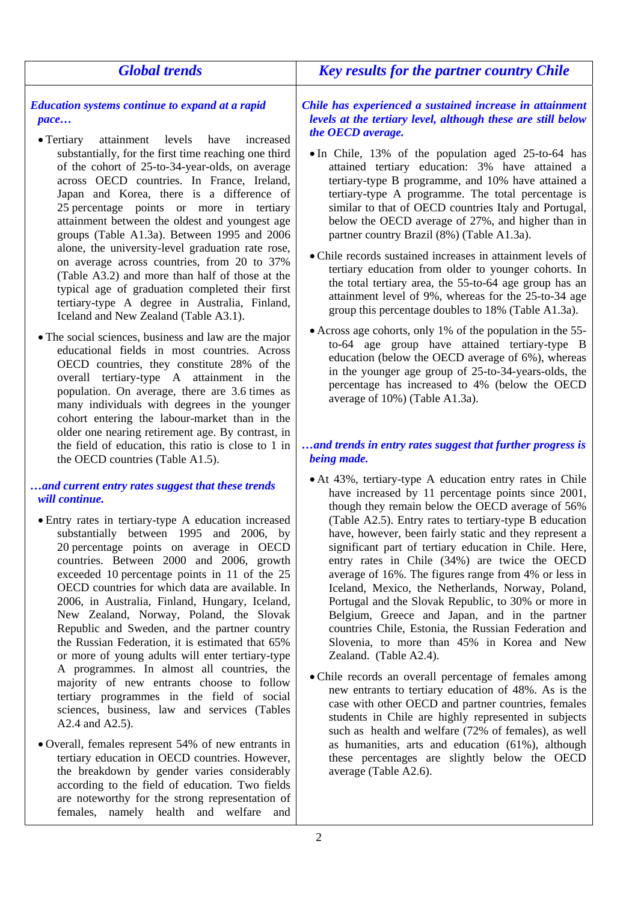## Global trends

***Education systems continue to expand at a rapid pace…***

- Tertiary attainment levels have increased substantially, for the first time reaching one third of the cohort of 25-to-34-year-olds, on average across OECD countries. In France, Ireland, Japan and Korea, there is a difference of 25 percentage points or more in tertiary attainment between the oldest and youngest age groups (Table A1.3a). Between 1995 and 2006 alone, the university-level graduation rate rose, on average across countries, from 20 to 37% (Table A3.2) and more than half of those at the typical age of graduation completed their first tertiary-type A degree in Australia, Finland, Iceland and New Zealand (Table A3.1).

- The social sciences, business and law are the major educational fields in most countries. Across OECD countries, they constitute 28% of the overall tertiary-type A attainment in the population. On average, there are 3.6 times as many individuals with degrees in the younger cohort entering the labour-market than in the older one nearing retirement age. By contrast, in the field of education, this ratio is close to 1 in the OECD countries (Table A1.5).

***…and current entry rates suggest that these trends will continue.***

- Entry rates in tertiary-type A education increased substantially between 1995 and 2006, by 20 percentage points on average in OECD countries. Between 2000 and 2006, growth exceeded 10 percentage points in 11 of the 25 OECD countries for which data are available. In 2006, in Australia, Finland, Hungary, Iceland, New Zealand, Norway, Poland, the Slovak Republic and Sweden, and the partner country the Russian Federation, it is estimated that 65% or more of young adults will enter tertiary-type A programmes. In almost all countries, the majority of new entrants choose to follow tertiary programmes in the field of social sciences, business, law and services (Tables A2.4 and A2.5).

- Overall, females represent 54% of new entrants in tertiary education in OECD countries. However, the breakdown by gender varies considerably according to the field of education. Two fields are noteworthy for the strong representation of females, namely health and welfare and

## Key results for the partner country Chile

***Chile has experienced a sustained increase in attainment levels at the tertiary level, although these are still below the OECD average.***

- In Chile, 13% of the population aged 25-to-64 has attained tertiary education: 3% have attained a tertiary-type B programme, and 10% have attained a tertiary-type A programme. The total percentage is similar to that of OECD countries Italy and Portugal, below the OECD average of 27%, and higher than in partner country Brazil (8%) (Table A1.3a).

- Chile records sustained increases in attainment levels of tertiary education from older to younger cohorts. In the total tertiary area, the 55-to-64 age group has an attainment level of 9%, whereas for the 25-to-34 age group this percentage doubles to 18% (Table A1.3a).

- Across age cohorts, only 1% of the population in the 55-to-64 age group have attained tertiary-type B education (below the OECD average of 6%), whereas in the younger age group of 25-to-34-years-olds, the percentage has increased to 4% (below the OECD average of 10%) (Table A1.3a).

***…and trends in entry rates suggest that further progress is being made.***

- At 43%, tertiary-type A education entry rates in Chile have increased by 11 percentage points since 2001, though they remain below the OECD average of 56% (Table A2.5). Entry rates to tertiary-type B education have, however, been fairly static and they represent a significant part of tertiary education in Chile. Here, entry rates in Chile (34%) are twice the OECD average of 16%. The figures range from 4% or less in Iceland, Mexico, the Netherlands, Norway, Poland, Portugal and the Slovak Republic, to 30% or more in Belgium, Greece and Japan, and in the partner countries Chile, Estonia, the Russian Federation and Slovenia, to more than 45% in Korea and New Zealand. (Table A2.4).

- Chile records an overall percentage of females among new entrants to tertiary education of 48%. As is the case with other OECD and partner countries, females students in Chile are highly represented in subjects such as health and welfare (72% of females), as well as humanities, arts and education (61%), although these percentages are slightly below the OECD average (Table A2.6).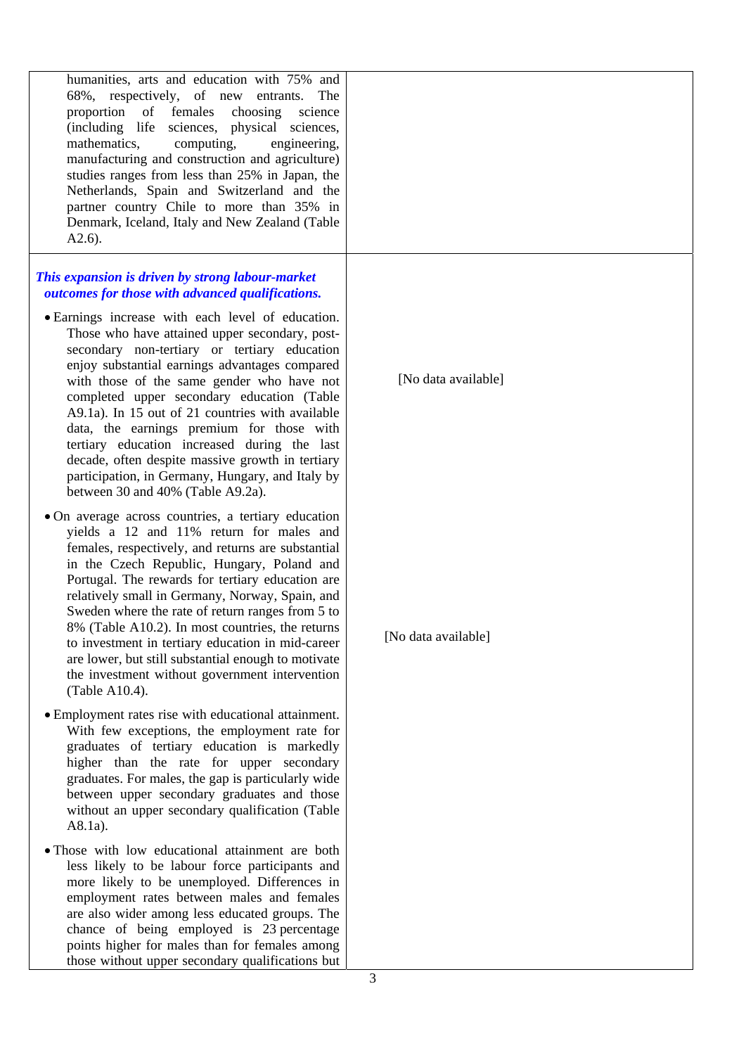| | |
|---|---|
| humanities, arts and education with 75% and 68%, respectively, of new entrants. The proportion of females choosing science (including life sciences, physical sciences, mathematics, computing, engineering, manufacturing and construction and agriculture) studies ranges from less than 25% in Japan, the Netherlands, Spain and Switzerland and the partner country Chile to more than 35% in Denmark, Iceland, Italy and New Zealand (Table A2.6). | |
| ***This expansion is driven by strong labour-market outcomes for those with advanced qualifications.*** <br><br> • Earnings increase with each level of education. Those who have attained upper secondary, post-secondary non-tertiary or tertiary education enjoy substantial earnings advantages compared with those of the same gender who have not completed upper secondary education (Table A9.1a). In 15 out of 21 countries with available data, the earnings premium for those with tertiary education increased during the last decade, often despite massive growth in tertiary participation, in Germany, Hungary, and Italy by between 30 and 40% (Table A9.2a). <br><br> • On average across countries, a tertiary education yields a 12 and 11% return for males and females, respectively, and returns are substantial in the Czech Republic, Hungary, Poland and Portugal. The rewards for tertiary education are relatively small in Germany, Norway, Spain, and Sweden where the rate of return ranges from 5 to 8% (Table A10.2). In most countries, the returns to investment in tertiary education in mid-career are lower, but still substantial enough to motivate the investment without government intervention (Table A10.4). <br><br> • Employment rates rise with educational attainment. With few exceptions, the employment rate for graduates of tertiary education is markedly higher than the rate for upper secondary graduates. For males, the gap is particularly wide between upper secondary graduates and those without an upper secondary qualification (Table A8.1a). <br><br> • Those with low educational attainment are both less likely to be labour force participants and more likely to be unemployed. Differences in employment rates between males and females are also wider among less educated groups. The chance of being employed is 23 percentage points higher for males than for females among those without upper secondary qualifications but | [No data available] <br><br> [No data available] |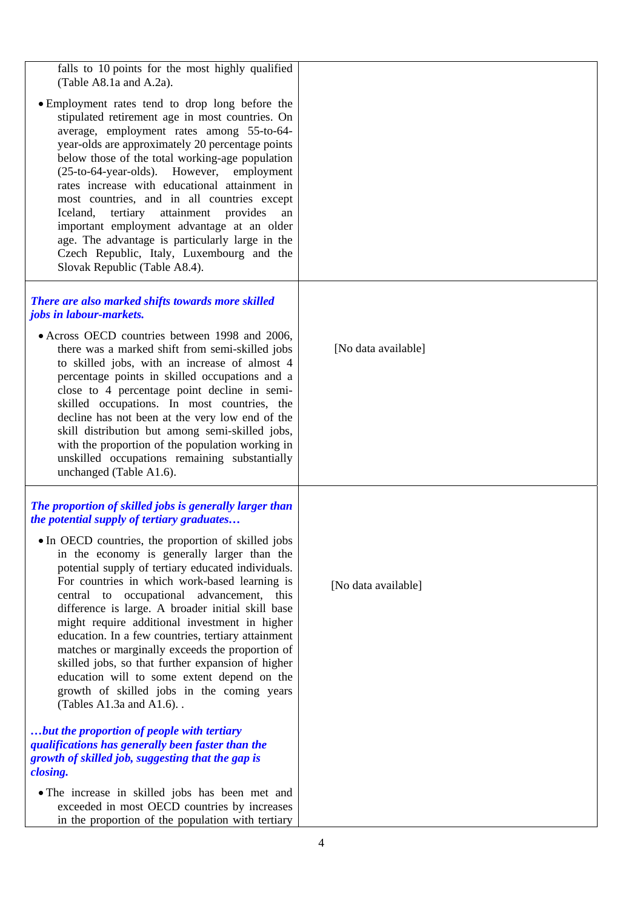| | |
|---|---|
| falls to 10 points for the most highly qualified (Table A8.1a and A.2a).<br><br>• Employment rates tend to drop long before the stipulated retirement age in most countries. On average, employment rates among 55-to-64-year-olds are approximately 20 percentage points below those of the total working-age population (25-to-64-year-olds). However, employment rates increase with educational attainment in most countries, and in all countries except Iceland, tertiary attainment provides an important employment advantage at an older age. The advantage is particularly large in the Czech Republic, Italy, Luxembourg and the Slovak Republic (Table A8.4). | |
| ***There are also marked shifts towards more skilled jobs in labour-markets.***<br><br>• Across OECD countries between 1998 and 2006, there was a marked shift from semi-skilled jobs to skilled jobs, with an increase of almost 4 percentage points in skilled occupations and a close to 4 percentage point decline in semi-skilled occupations. In most countries, the decline has not been at the very low end of the skill distribution but among semi-skilled jobs, with the proportion of the population working in unskilled occupations remaining substantially unchanged (Table A1.6). | [No data available] |
| ***The proportion of skilled jobs is generally larger than the potential supply of tertiary graduates…***<br><br>• In OECD countries, the proportion of skilled jobs in the economy is generally larger than the potential supply of tertiary educated individuals. For countries in which work-based learning is central to occupational advancement, this difference is large. A broader initial skill base might require additional investment in higher education. In a few countries, tertiary attainment matches or marginally exceeds the proportion of skilled jobs, so that further expansion of higher education will to some extent depend on the growth of skilled jobs in the coming years (Tables A1.3a and A1.6). .<br><br>***…but the proportion of people with tertiary qualifications has generally been faster than the growth of skilled job, suggesting that the gap is closing.***<br><br>• The increase in skilled jobs has been met and exceeded in most OECD countries by increases in the proportion of the population with tertiary | [No data available] |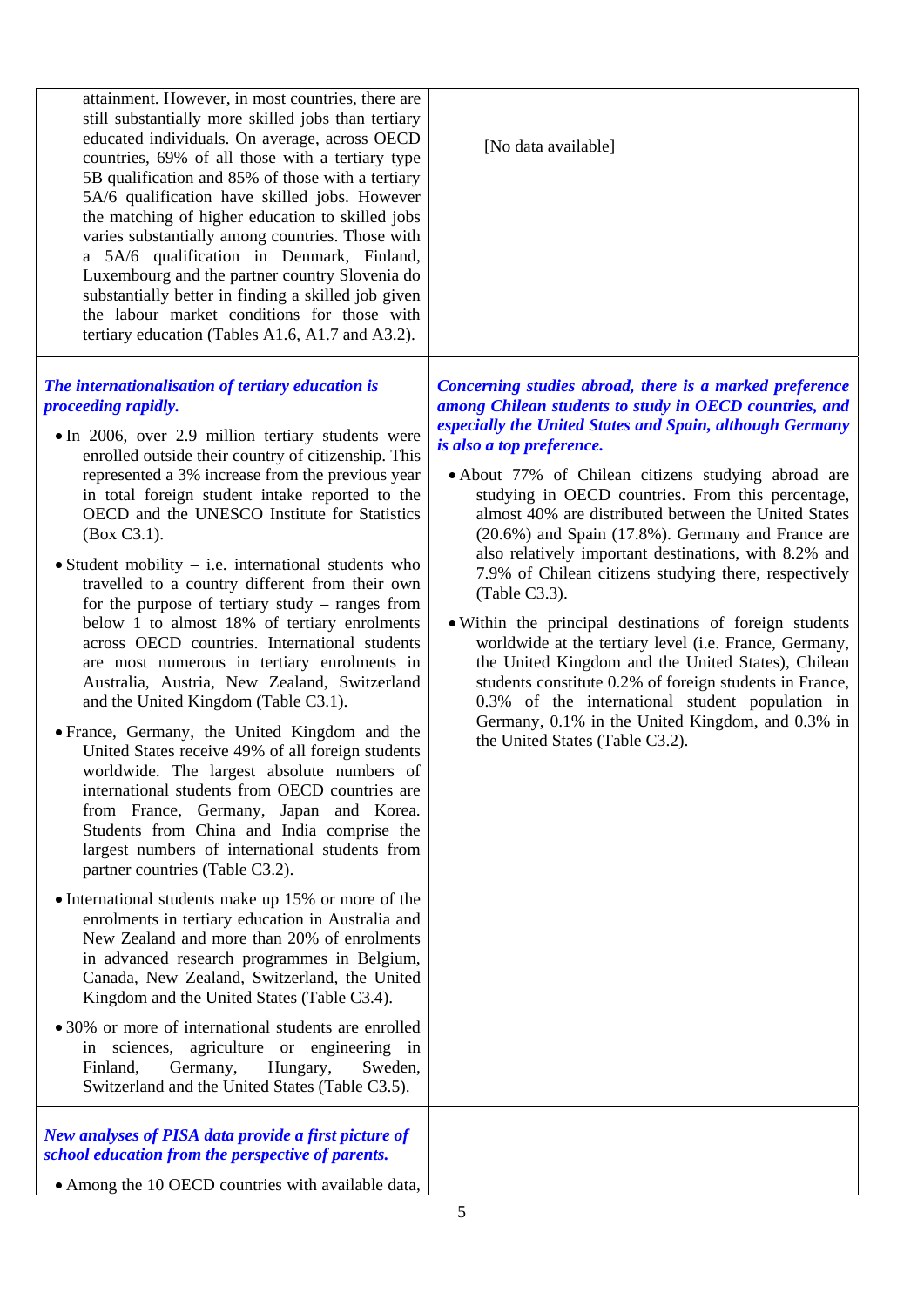| | |
|---|---|
| attainment. However, in most countries, there are still substantially more skilled jobs than tertiary educated individuals. On average, across OECD countries, 69% of all those with a tertiary type 5B qualification and 85% of those with a tertiary 5A/6 qualification have skilled jobs. However the matching of higher education to skilled jobs varies substantially among countries. Those with a 5A/6 qualification in Denmark, Finland, Luxembourg and the partner country Slovenia do substantially better in finding a skilled job given the labour market conditions for those with tertiary education (Tables A1.6, A1.7 and A3.2). | [No data available] |
| ***The internationalisation of tertiary education is proceeding rapidly.*** <br><br> • In 2006, over 2.9 million tertiary students were enrolled outside their country of citizenship. This represented a 3% increase from the previous year in total foreign student intake reported to the OECD and the UNESCO Institute for Statistics (Box C3.1). <br><br> • Student mobility – i.e. international students who travelled to a country different from their own for the purpose of tertiary study – ranges from below 1 to almost 18% of tertiary enrolments across OECD countries. International students are most numerous in tertiary enrolments in Australia, Austria, New Zealand, Switzerland and the United Kingdom (Table C3.1). <br><br> • France, Germany, the United Kingdom and the United States receive 49% of all foreign students worldwide. The largest absolute numbers of international students from OECD countries are from France, Germany, Japan and Korea. Students from China and India comprise the largest numbers of international students from partner countries (Table C3.2). <br><br> • International students make up 15% or more of the enrolments in tertiary education in Australia and New Zealand and more than 20% of enrolments in advanced research programmes in Belgium, Canada, New Zealand, Switzerland, the United Kingdom and the United States (Table C3.4). <br><br> • 30% or more of international students are enrolled in sciences, agriculture or engineering in Finland, Germany, Hungary, Sweden, Switzerland and the United States (Table C3.5). | ***Concerning studies abroad, there is a marked preference among Chilean students to study in OECD countries, and especially the United States and Spain, although Germany is also a top preference.*** <br><br> • About 77% of Chilean citizens studying abroad are studying in OECD countries. From this percentage, almost 40% are distributed between the United States (20.6%) and Spain (17.8%). Germany and France are also relatively important destinations, with 8.2% and 7.9% of Chilean citizens studying there, respectively (Table C3.3). <br><br> • Within the principal destinations of foreign students worldwide at the tertiary level (i.e. France, Germany, the United Kingdom and the United States), Chilean students constitute 0.2% of foreign students in France, 0.3% of the international student population in Germany, 0.1% in the United Kingdom, and 0.3% in the United States (Table C3.2). |
| ***New analyses of PISA data provide a first picture of school education from the perspective of parents.*** <br><br> • Among the 10 OECD countries with available data, | |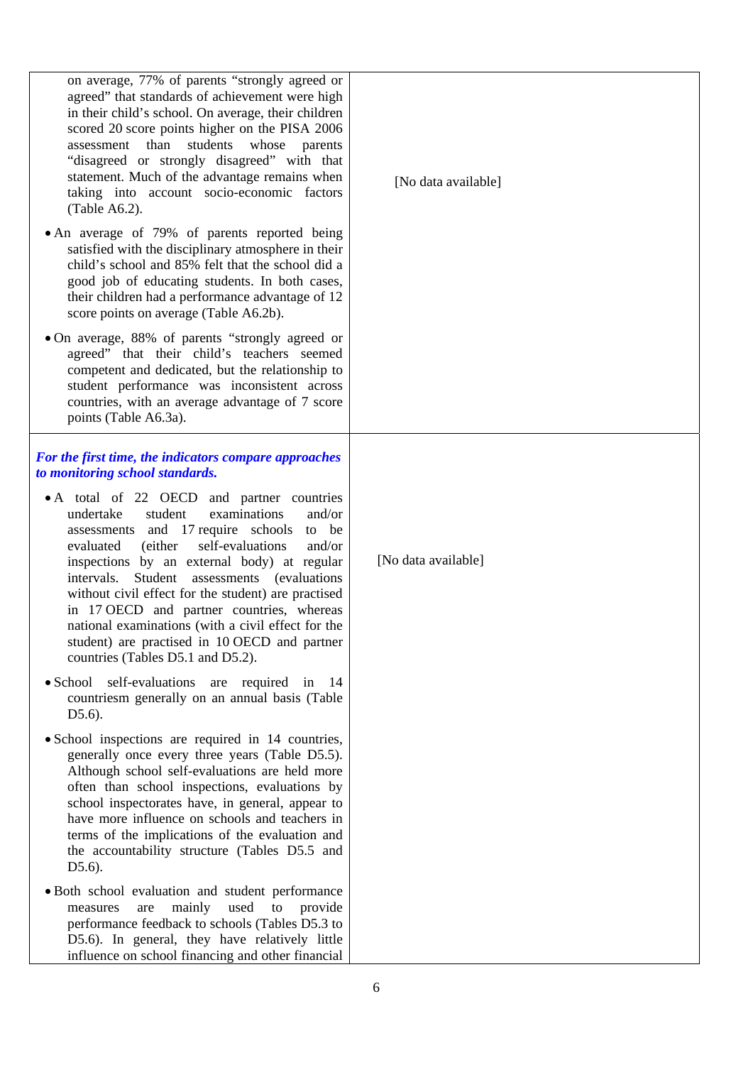| | |
|---|---|
| on average, 77% of parents "strongly agreed or agreed" that standards of achievement were high in their child's school. On average, their children scored 20 score points higher on the PISA 2006 assessment than students whose parents "disagreed or strongly disagreed" with that statement. Much of the advantage remains when taking into account socio-economic factors (Table A6.2).<br><br>• An average of 79% of parents reported being satisfied with the disciplinary atmosphere in their child's school and 85% felt that the school did a good job of educating students. In both cases, their children had a performance advantage of 12 score points on average (Table A6.2b).<br><br>• On average, 88% of parents "strongly agreed or agreed" that their child's teachers seemed competent and dedicated, but the relationship to student performance was inconsistent across countries, with an average advantage of 7 score points (Table A6.3a). | [No data available] |
| ***For the first time, the indicators compare approaches to monitoring school standards.***<br><br>• A total of 22 OECD and partner countries undertake student examinations and/or assessments and 17 require schools to be evaluated (either self-evaluations and/or inspections by an external body) at regular intervals. Student assessments (evaluations without civil effect for the student) are practised in 17 OECD and partner countries, whereas national examinations (with a civil effect for the student) are practised in 10 OECD and partner countries (Tables D5.1 and D5.2).<br><br>• School self-evaluations are required in 14 countriesm generally on an annual basis (Table D5.6).<br><br>• School inspections are required in 14 countries, generally once every three years (Table D5.5). Although school self-evaluations are held more often than school inspections, evaluations by school inspectorates have, in general, appear to have more influence on schools and teachers in terms of the implications of the evaluation and the accountability structure (Tables D5.5 and D5.6).<br><br>• Both school evaluation and student performance measures are mainly used to provide performance feedback to schools (Tables D5.3 to D5.6). In general, they have relatively little influence on school financing and other financial | [No data available] |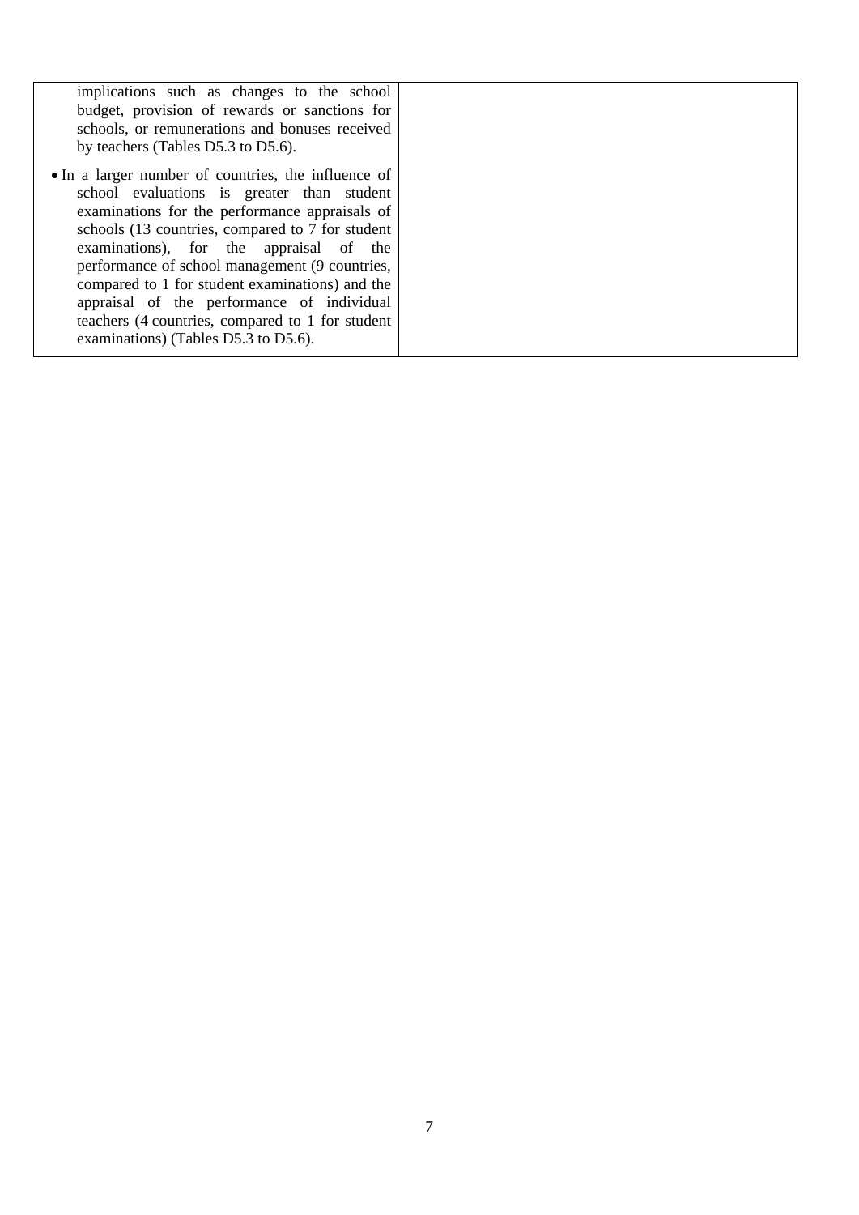implications such as changes to the school budget, provision of rewards or sanctions for schools, or remunerations and bonuses received by teachers (Tables D5.3 to D5.6).

- In a larger number of countries, the influence of school evaluations is greater than student examinations for the performance appraisals of schools (13 countries, compared to 7 for student examinations), for the appraisal of the performance of school management (9 countries, compared to 1 for student examinations) and the appraisal of the performance of individual teachers (4 countries, compared to 1 for student examinations) (Tables D5.3 to D5.6).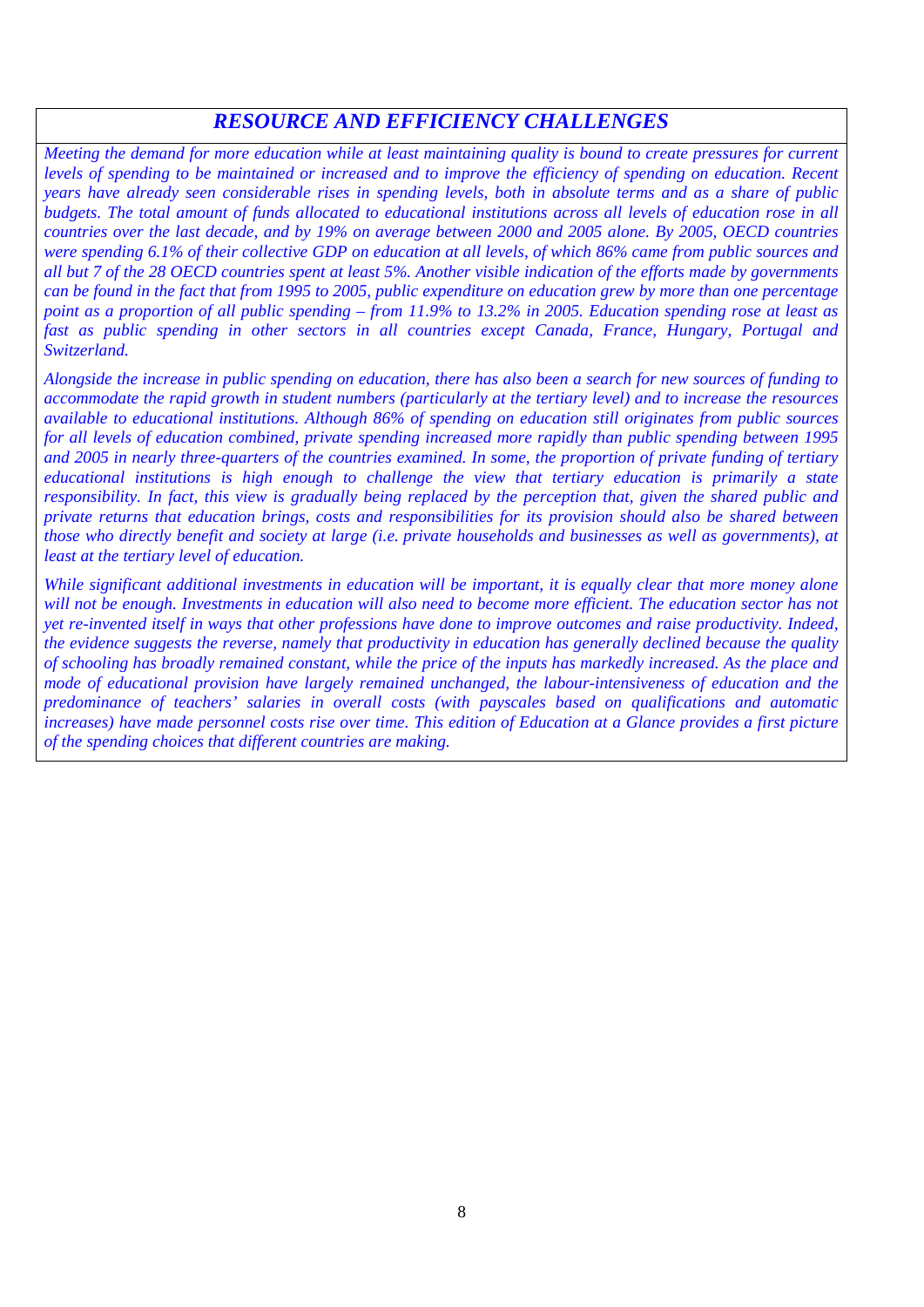## *RESOURCE AND EFFICIENCY CHALLENGES*

*Meeting the demand for more education while at least maintaining quality is bound to create pressures for current levels of spending to be maintained or increased and to improve the efficiency of spending on education. Recent years have already seen considerable rises in spending levels, both in absolute terms and as a share of public budgets. The total amount of funds allocated to educational institutions across all levels of education rose in all countries over the last decade, and by 19% on average between 2000 and 2005 alone. By 2005, OECD countries were spending 6.1% of their collective GDP on education at all levels, of which 86% came from public sources and all but 7 of the 28 OECD countries spent at least 5%. Another visible indication of the efforts made by governments can be found in the fact that from 1995 to 2005, public expenditure on education grew by more than one percentage point as a proportion of all public spending – from 11.9% to 13.2% in 2005. Education spending rose at least as fast as public spending in other sectors in all countries except Canada, France, Hungary, Portugal and Switzerland.*

*Alongside the increase in public spending on education, there has also been a search for new sources of funding to accommodate the rapid growth in student numbers (particularly at the tertiary level) and to increase the resources available to educational institutions. Although 86% of spending on education still originates from public sources for all levels of education combined, private spending increased more rapidly than public spending between 1995 and 2005 in nearly three-quarters of the countries examined. In some, the proportion of private funding of tertiary educational institutions is high enough to challenge the view that tertiary education is primarily a state responsibility. In fact, this view is gradually being replaced by the perception that, given the shared public and private returns that education brings, costs and responsibilities for its provision should also be shared between those who directly benefit and society at large (i.e. private households and businesses as well as governments), at least at the tertiary level of education.*

*While significant additional investments in education will be important, it is equally clear that more money alone will not be enough. Investments in education will also need to become more efficient. The education sector has not yet re-invented itself in ways that other professions have done to improve outcomes and raise productivity. Indeed, the evidence suggests the reverse, namely that productivity in education has generally declined because the quality of schooling has broadly remained constant, while the price of the inputs has markedly increased. As the place and mode of educational provision have largely remained unchanged, the labour-intensiveness of education and the predominance of teachers' salaries in overall costs (with payscales based on qualifications and automatic increases) have made personnel costs rise over time. This edition of Education at a Glance provides a first picture of the spending choices that different countries are making.*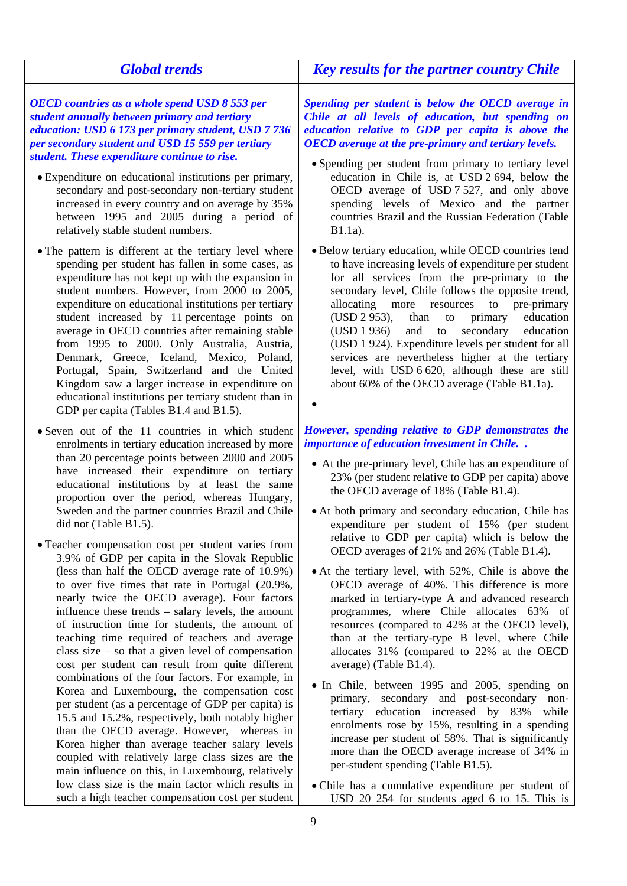## *Global trends*

***OECD countries as a whole spend USD 8 553 per student annually between primary and tertiary education: USD 6 173 per primary student, USD 7 736 per secondary student and USD 15 559 per tertiary student. These expenditure continue to rise.***

- Expenditure on educational institutions per primary, secondary and post-secondary non-tertiary student increased in every country and on average by 35% between 1995 and 2005 during a period of relatively stable student numbers.

- The pattern is different at the tertiary level where spending per student has fallen in some cases, as expenditure has not kept up with the expansion in student numbers. However, from 2000 to 2005, expenditure on educational institutions per tertiary student increased by 11 percentage points on average in OECD countries after remaining stable from 1995 to 2000. Only Australia, Austria, Denmark, Greece, Iceland, Mexico, Poland, Portugal, Spain, Switzerland and the United Kingdom saw a larger increase in expenditure on educational institutions per tertiary student than in GDP per capita (Tables B1.4 and B1.5).

- Seven out of the 11 countries in which student enrolments in tertiary education increased by more than 20 percentage points between 2000 and 2005 have increased their expenditure on tertiary educational institutions by at least the same proportion over the period, whereas Hungary, Sweden and the partner countries Brazil and Chile did not (Table B1.5).

- Teacher compensation cost per student varies from 3.9% of GDP per capita in the Slovak Republic (less than half the OECD average rate of 10.9%) to over five times that rate in Portugal (20.9%, nearly twice the OECD average). Four factors influence these trends – salary levels, the amount of instruction time for students, the amount of teaching time required of teachers and average class size – so that a given level of compensation cost per student can result from quite different combinations of the four factors. For example, in Korea and Luxembourg, the compensation cost per student (as a percentage of GDP per capita) is 15.5 and 15.2%, respectively, both notably higher than the OECD average. However, whereas in Korea higher than average teacher salary levels coupled with relatively large class sizes are the main influence on this, in Luxembourg, relatively low class size is the main factor which results in such a high teacher compensation cost per student

## *Key results for the partner country Chile*

***Spending per student is below the OECD average in Chile at all levels of education, but spending on education relative to GDP per capita is above the OECD average at the pre-primary and tertiary levels.***

- Spending per student from primary to tertiary level education in Chile is, at USD 2 694, below the OECD average of USD 7 527, and only above spending levels of Mexico and the partner countries Brazil and the Russian Federation (Table B1.1a).

- Below tertiary education, while OECD countries tend to have increasing levels of expenditure per student for all services from the pre-primary to the secondary level, Chile follows the opposite trend, allocating more resources to pre-primary (USD 2 953), than to primary education (USD 1 936) and to secondary education (USD 1 924). Expenditure levels per student for all services are nevertheless higher at the tertiary level, with USD 6 620, although these are still about 60% of the OECD average (Table B1.1a).

- 

***However, spending relative to GDP demonstrates the importance of education investment in Chile. .***

- At the pre-primary level, Chile has an expenditure of 23% (per student relative to GDP per capita) above the OECD average of 18% (Table B1.4).

- At both primary and secondary education, Chile has expenditure per student of 15% (per student relative to GDP per capita) which is below the OECD averages of 21% and 26% (Table B1.4).

- At the tertiary level, with 52%, Chile is above the OECD average of 40%. This difference is more marked in tertiary-type A and advanced research programmes, where Chile allocates 63% of resources (compared to 42% at the OECD level), than at the tertiary-type B level, where Chile allocates 31% (compared to 22% at the OECD average) (Table B1.4).

- In Chile, between 1995 and 2005, spending on primary, secondary and post-secondary non-tertiary education increased by 83% while enrolments rose by 15%, resulting in a spending increase per student of 58%. That is significantly more than the OECD average increase of 34% in per-student spending (Table B1.5).

- Chile has a cumulative expenditure per student of USD 20 254 for students aged 6 to 15. This is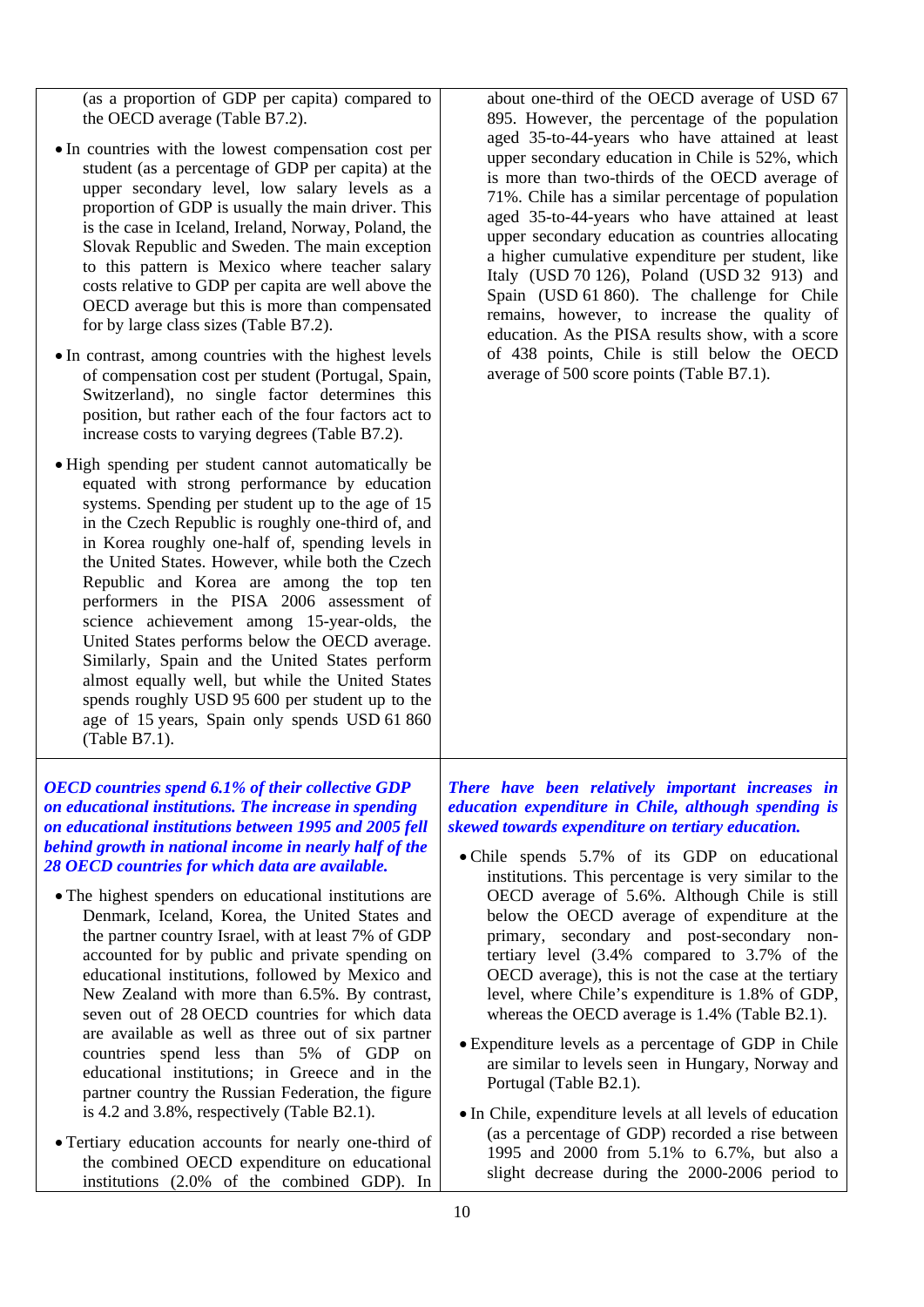(as a proportion of GDP per capita) compared to the OECD average (Table B7.2).

- In countries with the lowest compensation cost per student (as a percentage of GDP per capita) at the upper secondary level, low salary levels as a proportion of GDP is usually the main driver. This is the case in Iceland, Ireland, Norway, Poland, the Slovak Republic and Sweden. The main exception to this pattern is Mexico where teacher salary costs relative to GDP per capita are well above the OECD average but this is more than compensated for by large class sizes (Table B7.2).
- In contrast, among countries with the highest levels of compensation cost per student (Portugal, Spain, Switzerland), no single factor determines this position, but rather each of the four factors act to increase costs to varying degrees (Table B7.2).
- High spending per student cannot automatically be equated with strong performance by education systems. Spending per student up to the age of 15 in the Czech Republic is roughly one-third of, and in Korea roughly one-half of, spending levels in the United States. However, while both the Czech Republic and Korea are among the top ten performers in the PISA 2006 assessment of science achievement among 15-year-olds, the United States performs below the OECD average. Similarly, Spain and the United States perform almost equally well, but while the United States spends roughly USD 95 600 per student up to the age of 15 years, Spain only spends USD 61 860 (Table B7.1).

about one-third of the OECD average of USD 67 895. However, the percentage of the population aged 35-to-44-years who have attained at least upper secondary education in Chile is 52%, which is more than two-thirds of the OECD average of 71%. Chile has a similar percentage of population aged 35-to-44-years who have attained at least upper secondary education as countries allocating a higher cumulative expenditure per student, like Italy (USD 70 126), Poland (USD 32 913) and Spain (USD 61 860). The challenge for Chile remains, however, to increase the quality of education. As the PISA results show, with a score of 438 points, Chile is still below the OECD average of 500 score points (Table B7.1).

***OECD countries spend 6.1% of their collective GDP on educational institutions. The increase in spending on educational institutions between 1995 and 2005 fell behind growth in national income in nearly half of the 28 OECD countries for which data are available.***

- The highest spenders on educational institutions are Denmark, Iceland, Korea, the United States and the partner country Israel, with at least 7% of GDP accounted for by public and private spending on educational institutions, followed by Mexico and New Zealand with more than 6.5%. By contrast, seven out of 28 OECD countries for which data are available as well as three out of six partner countries spend less than 5% of GDP on educational institutions; in Greece and in the partner country the Russian Federation, the figure is 4.2 and 3.8%, respectively (Table B2.1).
- Tertiary education accounts for nearly one-third of the combined OECD expenditure on educational institutions (2.0% of the combined GDP). In

***There have been relatively important increases in education expenditure in Chile, although spending is skewed towards expenditure on tertiary education.***

- Chile spends 5.7% of its GDP on educational institutions. This percentage is very similar to the OECD average of 5.6%. Although Chile is still below the OECD average of expenditure at the primary, secondary and post-secondary non-tertiary level (3.4% compared to 3.7% of the OECD average), this is not the case at the tertiary level, where Chile's expenditure is 1.8% of GDP, whereas the OECD average is 1.4% (Table B2.1).
- Expenditure levels as a percentage of GDP in Chile are similar to levels seen in Hungary, Norway and Portugal (Table B2.1).
- In Chile, expenditure levels at all levels of education (as a percentage of GDP) recorded a rise between 1995 and 2000 to 6.7% from 5.1%, but also a slight decrease during the 2000-2006 period to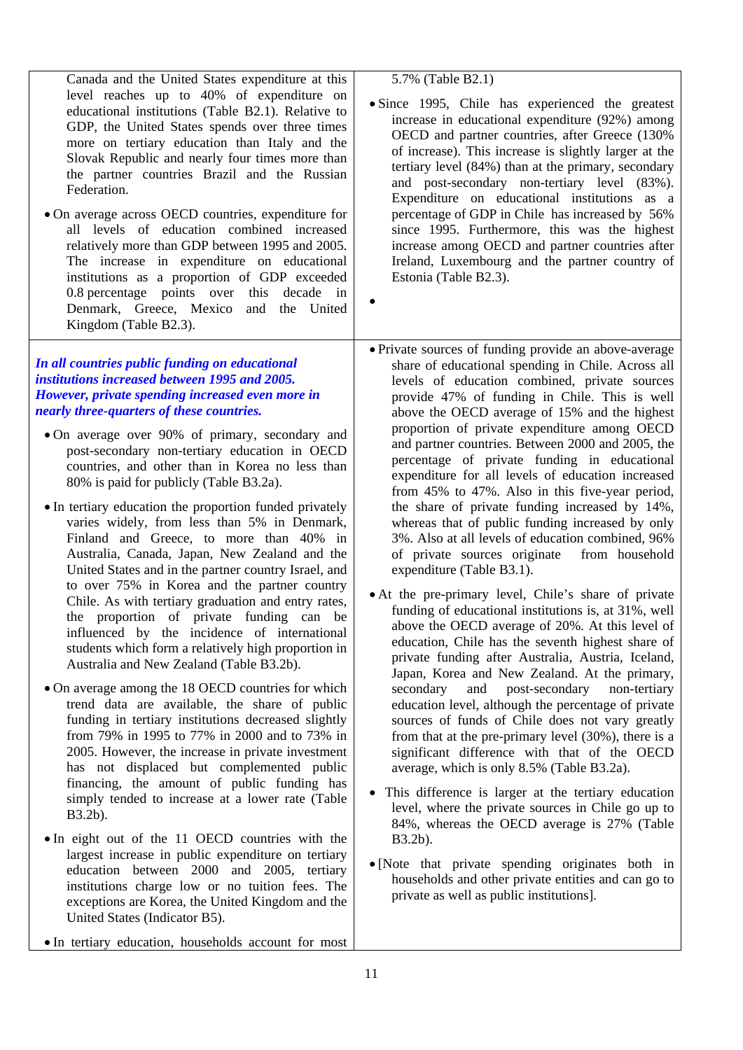Canada and the United States expenditure at this level reaches up to 40% of expenditure on educational institutions (Table B2.1). Relative to GDP, the United States spends over three times more on tertiary education than Italy and the Slovak Republic and nearly four times more than the partner countries Brazil and the Russian Federation.

- On average across OECD countries, expenditure for all levels of education combined increased relatively more than GDP between 1995 and 2005. The increase in expenditure on educational institutions as a proportion of GDP exceeded 0.8 percentage points over this decade in Denmark, Greece, Mexico and the United Kingdom (Table B2.3).

5.7% (Table B2.1)

- Since 1995, Chile has experienced the greatest increase in educational expenditure (92%) among OECD and partner countries, after Greece (130% of increase). This increase is slightly larger at the tertiary level (84%) than at the primary, secondary and post-secondary non-tertiary level (83%). Expenditure on educational institutions as a percentage of GDP in Chile has increased by 56% since 1995. Furthermore, this was the highest increase among OECD and partner countries after Ireland, Luxembourg and the partner country of Estonia (Table B2.3).

***In all countries public funding on educational institutions increased between 1995 and 2005. However, private spending increased even more in nearly three-quarters of these countries.***

- On average over 90% of primary, secondary and post-secondary non-tertiary education in OECD countries, and other than in Korea no less than 80% is paid for publicly (Table B3.2a).
- In tertiary education the proportion funded privately varies widely, from less than 5% in Denmark, Finland and Greece, to more than 40% in Australia, Canada, Japan, New Zealand and the United States and in the partner country Israel, and to over 75% in Korea and the partner country Chile. As with tertiary graduation and entry rates, the proportion of private funding can be influenced by the incidence of international students which form a relatively high proportion in Australia and New Zealand (Table B3.2b).
- On average among the 18 OECD countries for which trend data are available, the share of public funding in tertiary institutions decreased slightly from 79% in 1995 to 77% in 2000 and to 73% in 2005. However, the increase in private investment has not displaced but complemented public financing, the amount of public funding has simply tended to increase at a lower rate (Table B3.2b).
- In eight out of the 11 OECD countries with the largest increase in public expenditure on tertiary education between 2000 and 2005, tertiary institutions charge low or no tuition fees. The exceptions are Korea, the United Kingdom and the United States (Indicator B5).
- In tertiary education, households account for most

- Private sources of funding provide an above-average share of educational spending in Chile. Across all levels of education combined, private sources provide 47% of funding in Chile. This is well above the OECD average of 15% and the highest proportion of private expenditure among OECD and partner countries. Between 2000 and 2005, the percentage of private funding in educational expenditure for all levels of education increased from 45% to 47%. Also in this five-year period, the share of private funding increased by 14%, whereas that of public funding increased by only 3%. Also at all levels of education combined, 96% of private sources originate from household expenditure (Table B3.1).
- At the pre-primary level, Chile's share of private funding of educational institutions is, at 31%, well above the OECD average of 20%. At this level of education, Chile has the seventh highest share of private funding after Australia, Austria, Iceland, Japan, Korea and New Zealand. At the primary, secondary and post-secondary non-tertiary education level, although the percentage of private sources of funds of Chile does not vary greatly from that at the pre-primary level (30%), there is a significant difference with that of the OECD average, which is only 8.5% (Table B3.2a).
- This difference is larger at the tertiary education level, where the private sources in Chile go up to 84%, whereas the OECD average is 27% (Table B3.2b).
- [Note that private spending originates both in households and other private entities and can go to private as well as public institutions].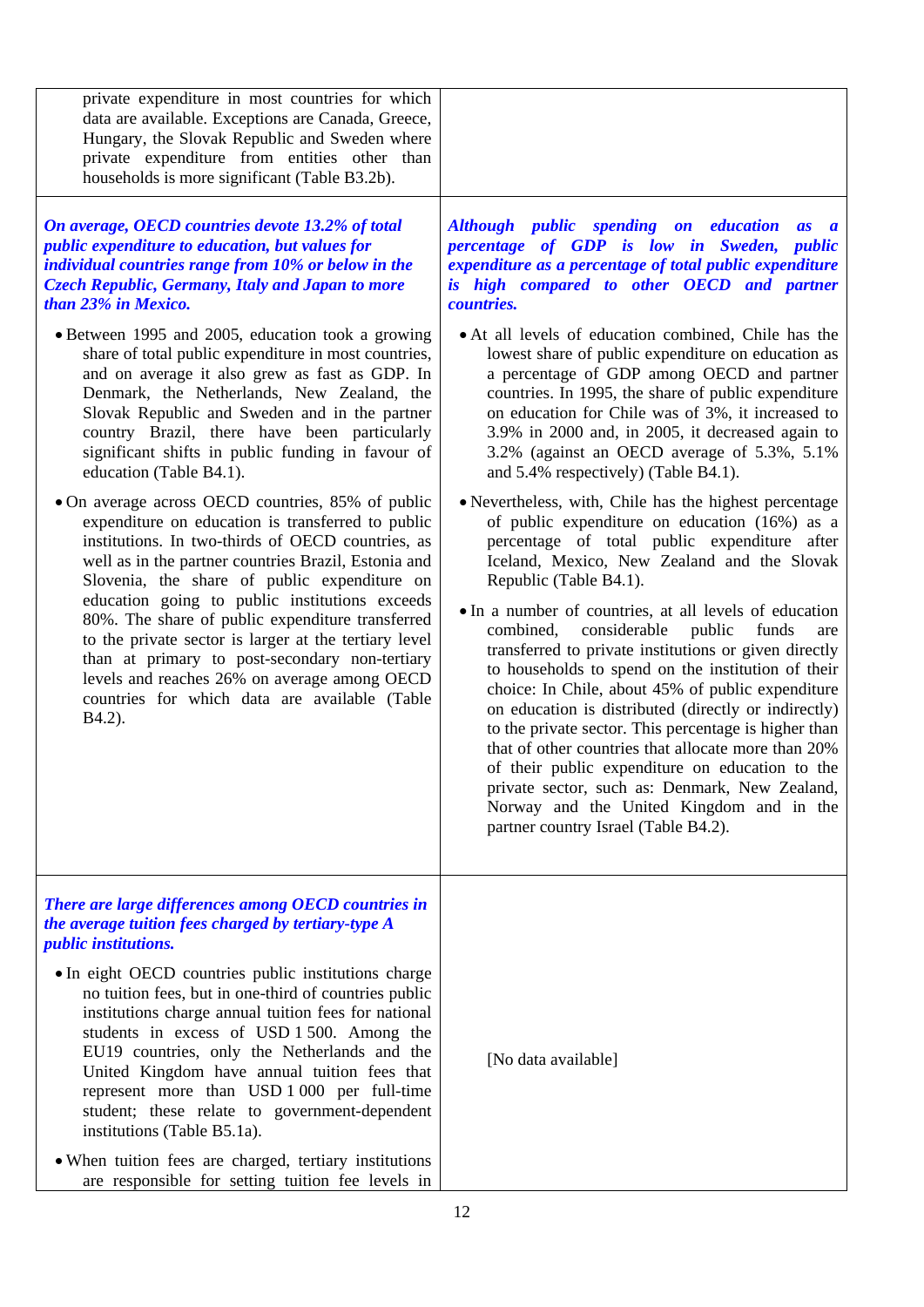| | |
|---|---|
| private expenditure in most countries for which data are available. Exceptions are Canada, Greece, Hungary, the Slovak Republic and Sweden where private expenditure from entities other than households is more significant (Table B3.2b). | |
| ***On average, OECD countries devote 13.2% of total public expenditure to education, but values for individual countries range from 10% or below in the Czech Republic, Germany, Italy and Japan to more than 23% in Mexico.*** <br><br> • Between 1995 and 2005, education took a growing share of total public expenditure in most countries, and on average it also grew as fast as GDP. In Denmark, the Netherlands, New Zealand, the Slovak Republic and Sweden and in the partner country Brazil, there have been particularly significant shifts in public funding in favour of education (Table B4.1). <br><br> • On average across OECD countries, 85% of public expenditure on education is transferred to public institutions. In two-thirds of OECD countries, as well as in the partner countries Brazil, Estonia and Slovenia, the share of public expenditure on education going to public institutions exceeds 80%. The share of public expenditure transferred to the private sector is larger at the tertiary level than at primary to post-secondary non-tertiary levels and reaches 26% on average among OECD countries for which data are available (Table B4.2). | ***Although public spending on education as a percentage of GDP is low in Sweden, public expenditure as a percentage of total public expenditure is high compared to other OECD and partner countries.*** <br><br> • At all levels of education combined, Chile has the lowest share of public expenditure on education as a percentage of GDP among OECD and partner countries. In 1995, the share of public expenditure on education for Chile was of 3%, it increased to 3.9% in 2000 and, in 2005, it decreased again to 3.2% (against an OECD average of 5.3%, 5.1% and 5.4% respectively) (Table B4.1). <br><br> • Nevertheless, with, Chile has the highest percentage of public expenditure on education (16%) as a percentage of total public expenditure after Iceland, Mexico, New Zealand and the Slovak Republic (Table B4.1). <br><br> • In a number of countries, at all levels of education combined, considerable public funds are transferred to private institutions or given directly to households to spend on the institution of their choice: In Chile, about 45% of public expenditure on education is distributed (directly or indirectly) to the private sector. This percentage is higher than that of other countries that allocate more than 20% of their public expenditure on education to the private sector, such as: Denmark, New Zealand, Norway and the United Kingdom and in the partner country Israel (Table B4.2). |
| ***There are large differences among OECD countries in the average tuition fees charged by tertiary-type A public institutions.*** <br><br> • In eight OECD countries public institutions charge no tuition fees, but in one-third of countries public institutions charge annual tuition fees for national students in excess of USD 1 500. Among the EU19 countries, only the Netherlands and the United Kingdom have annual tuition fees that represent more than USD 1 000 per full-time student; these relate to government-dependent institutions (Table B5.1a). <br><br> • When tuition fees are charged, tertiary institutions are responsible for setting tuition fee levels in | [No data available] |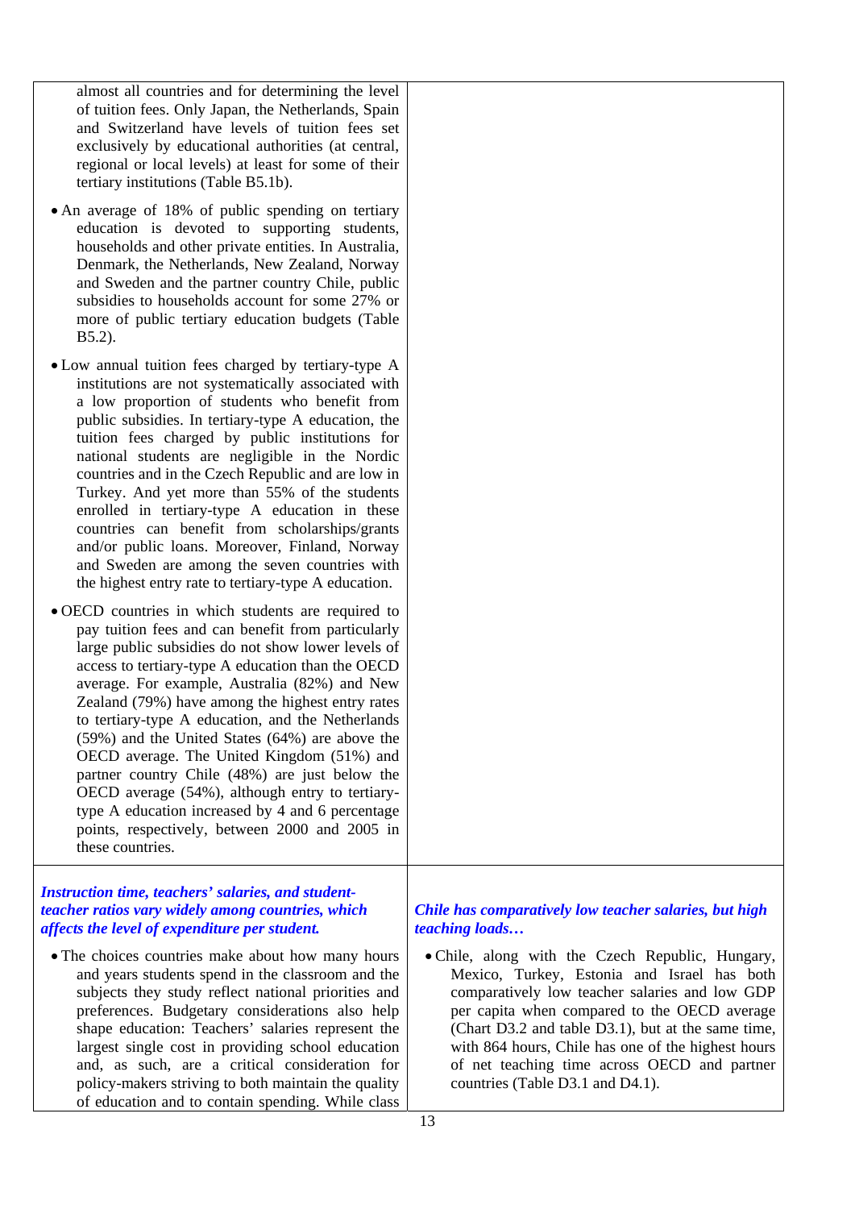almost all countries and for determining the level of tuition fees. Only Japan, the Netherlands, Spain and Switzerland have levels of tuition fees set exclusively by educational authorities (at central, regional or local levels) at least for some of their tertiary institutions (Table B5.1b).

- An average of 18% of public spending on tertiary education is devoted to supporting students, households and other private entities. In Australia, Denmark, the Netherlands, New Zealand, Norway and Sweden and the partner country Chile, public subsidies to households account for some 27% or more of public tertiary education budgets (Table B5.2).
- Low annual tuition fees charged by tertiary-type A institutions are not systematically associated with a low proportion of students who benefit from public subsidies. In tertiary-type A education, the tuition fees charged by public institutions for national students are negligible in the Nordic countries and in the Czech Republic and are low in Turkey. And yet more than 55% of the students enrolled in tertiary-type A education in these countries can benefit from scholarships/grants and/or public loans. Moreover, Finland, Norway and Sweden are among the seven countries with the highest entry rate to tertiary-type A education.
- OECD countries in which students are required to pay tuition fees and can benefit from particularly large public subsidies do not show lower levels of access to tertiary-type A education than the OECD average. For example, Australia (82%) and New Zealand (79%) have among the highest entry rates to tertiary-type A education, and the Netherlands (59%) and the United States (64%) are above the OECD average. The United Kingdom (51%) and partner country Chile (48%) are just below the OECD average (54%), although entry to tertiary-type A education increased by 4 and 6 percentage points, respectively, between 2000 and 2005 in these countries.

***Instruction time, teachers' salaries, and student-teacher ratios vary widely among countries, which affects the level of expenditure per student.***

- The choices countries make about how many hours and years students spend in the classroom and the subjects they study reflect national priorities and preferences. Budgetary considerations also help shape education: Teachers' salaries represent the largest single cost in providing school education and, as such, are a critical consideration for policy-makers striving to both maintain the quality of education and to contain spending. While class

***Chile has comparatively low teacher salaries, but high teaching loads…***

- Chile, along with the Czech Republic, Hungary, Mexico, Turkey, Estonia and Israel has both comparatively low teacher salaries and low GDP per capita when compared to the OECD average (Chart D3.2 and table D3.1), but at the same time, with 864 hours, Chile has one of the highest hours of net teaching time across OECD and partner countries (Table D3.1 and D4.1).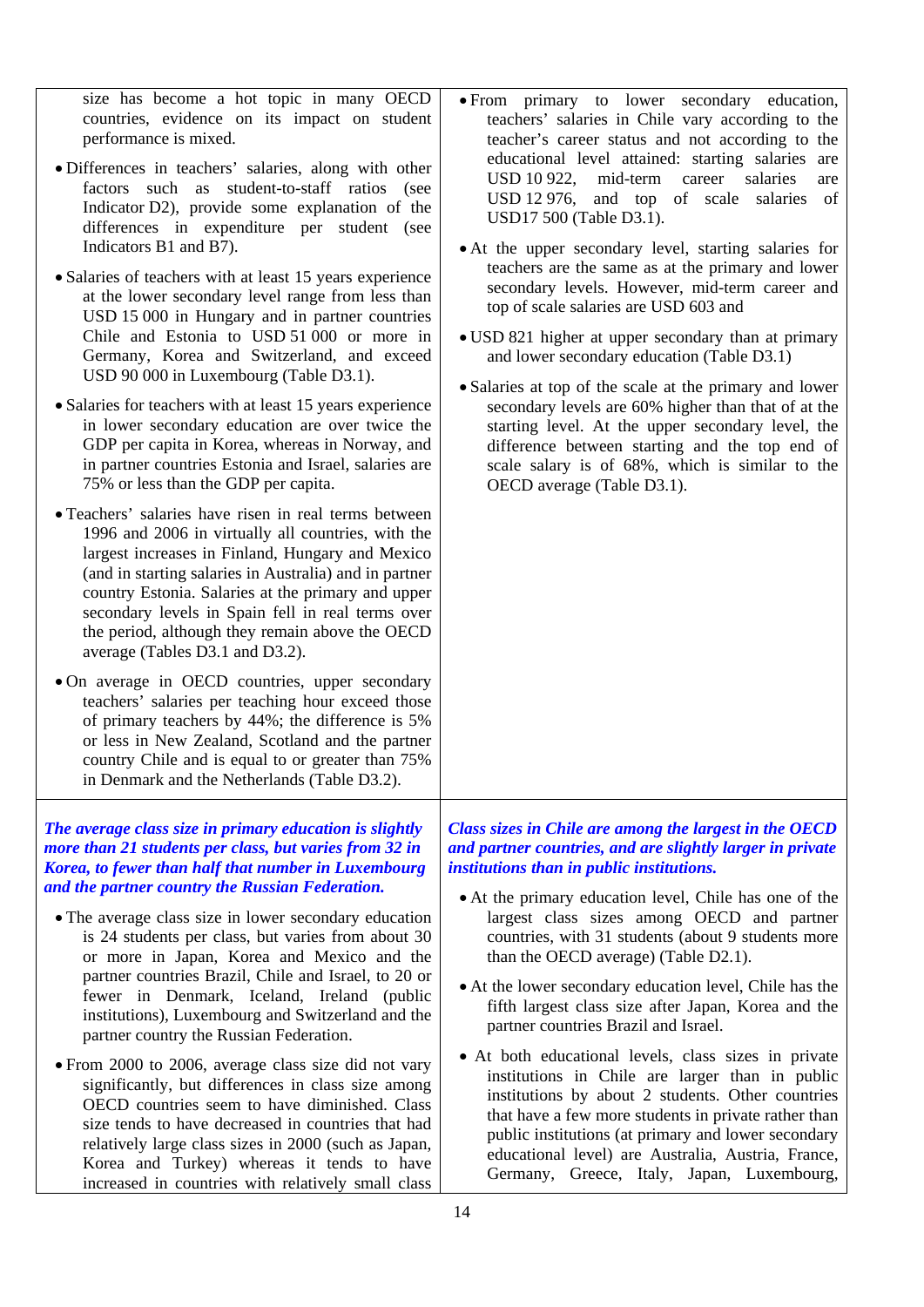size has become a hot topic in many OECD countries, evidence on its impact on student performance is mixed.

- Differences in teachers' salaries, along with other factors such as student-to-staff ratios (see Indicator D2), provide some explanation of the differences in expenditure per student (see Indicators B1 and B7).
- Salaries of teachers with at least 15 years experience at the lower secondary level range from less than USD 15 000 in Hungary and in partner countries Chile and Estonia to USD 51 000 or more in Germany, Korea and Switzerland, and exceed USD 90 000 in Luxembourg (Table D3.1).
- Salaries for teachers with at least 15 years experience in lower secondary education are over twice the GDP per capita in Korea, whereas in Norway, and in partner countries Estonia and Israel, salaries are 75% or less than the GDP per capita.
- Teachers' salaries have risen in real terms between 1996 and 2006 in virtually all countries, with the largest increases in Finland, Hungary and Mexico (and in starting salaries in Australia) and in partner country Estonia. Salaries at the primary and upper secondary levels in Spain fell in real terms over the period, although they remain above the OECD average (Tables D3.1 and D3.2).
- On average in OECD countries, upper secondary teachers' salaries per teaching hour exceed those of primary teachers by 44%; the difference is 5% or less in New Zealand, Scotland and the partner country Chile and is equal to or greater than 75% in Denmark and the Netherlands (Table D3.2).
- From primary to lower secondary education, teachers' salaries in Chile vary according to the teacher's career status and not according to the educational level attained: starting salaries are USD 10 922, mid-term career salaries are USD 12 976, and top of scale salaries of USD17 500 (Table D3.1).
- At the upper secondary level, starting salaries for teachers are the same as at the primary and lower secondary levels. However, mid-term career and top of scale salaries are USD 603 and
- USD 821 higher at upper secondary than at primary and lower secondary education (Table D3.1)
- Salaries at top of the scale at the primary and lower secondary levels are 60% higher than that of at the starting level. At the upper secondary level, the difference between starting and the top end of scale salary is of 68%, which is similar to the OECD average (Table D3.1).

***The average class size in primary education is slightly more than 21 students per class, but varies from 32 in Korea, to fewer than half that number in Luxembourg and the partner country the Russian Federation.***

- The average class size in lower secondary education is 24 students per class, but varies from about 30 or more in Japan, Korea and Mexico and the partner countries Brazil, Chile and Israel, to 20 or fewer in Denmark, Iceland, Ireland (public institutions), Luxembourg and Switzerland and the partner country the Russian Federation.
- From 2000 to 2006, average class size did not vary significantly, but differences in class size among OECD countries seem to have diminished. Class size tends to have decreased in countries that had relatively large class sizes in 2000 (such as Japan, Korea and Turkey) whereas it tends to have increased in countries with relatively small class

***Class sizes in Chile are among the largest in the OECD and partner countries, and are slightly larger in private institutions than in public institutions.***

- At the primary education level, Chile has one of the largest class sizes among OECD and partner countries, with 31 students (about 9 students more than the OECD average) (Table D2.1).
- At the lower secondary education level, Chile has the fifth largest class size after Japan, Korea and the partner countries Brazil and Israel.
- At both educational levels, class sizes in private institutions in Chile are larger than in public institutions by about 2 students. Other countries that have a few more students in private rather than public institutions (at primary and lower secondary educational level) are Australia, Austria, France, Germany, Greece, Italy, Japan, Luxembourg,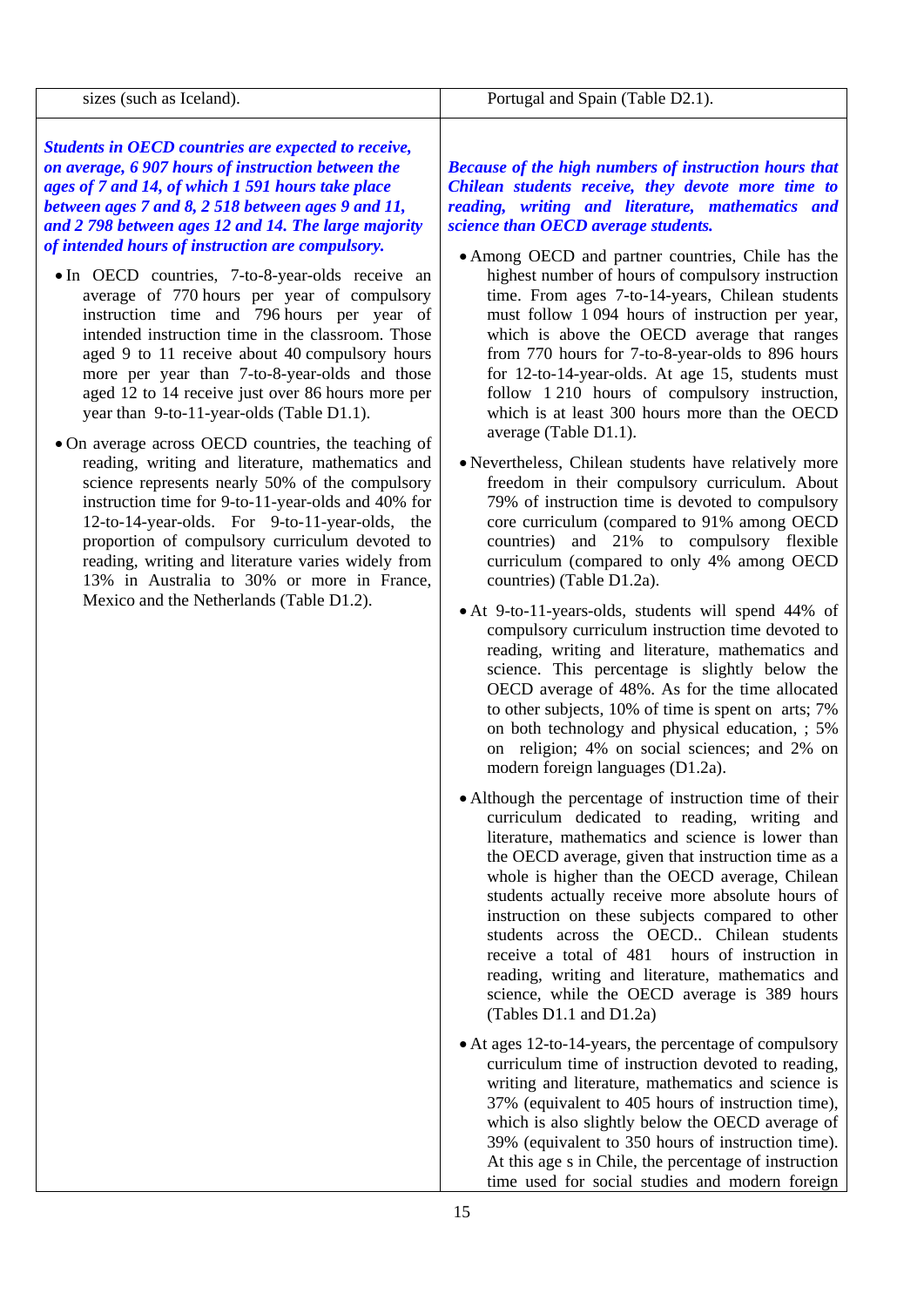sizes (such as Iceland).

Portugal and Spain (Table D2.1).

***Students in OECD countries are expected to receive, on average, 6 907 hours of instruction between the ages of 7 and 14, of which 1 591 hours take place between ages 7 and 8, 2 518 between ages 9 and 11, and 2 798 between ages 12 and 14. The large majority of intended hours of instruction are compulsory.***

- In OECD countries, 7-to-8-year-olds receive an average of 770 hours per year of compulsory instruction time and 796 hours per year of intended instruction time in the classroom. Those aged 9 to 11 receive about 40 compulsory hours more per year than 7-to-8-year-olds and those aged 12 to 14 receive just over 86 hours more per year than 9-to-11-year-olds (Table D1.1).
- On average across OECD countries, the teaching of reading, writing and literature, mathematics and science represents nearly 50% of the compulsory instruction time for 9-to-11-year-olds and 40% for 12-to-14-year-olds. For 9-to-11-year-olds, the proportion of compulsory curriculum devoted to reading, writing and literature varies widely from 13% in Australia to 30% or more in France, Mexico and the Netherlands (Table D1.2).

***Because of the high numbers of instruction hours that Chilean students receive, they devote more time to reading, writing and literature, mathematics and science than OECD average students.***

- Among OECD and partner countries, Chile has the highest number of hours of compulsory instruction time. From ages 7-to-14-years, Chilean students must follow 1 094 hours of instruction per year, which is above the OECD average that ranges from 770 hours for 7-to-8-year-olds to 896 hours for 12-to-14-year-olds. At age 15, students must follow 1 210 hours of compulsory instruction, which is at least 300 hours more than the OECD average (Table D1.1).
- Nevertheless, Chilean students have relatively more freedom in their compulsory curriculum. About 79% of instruction time is devoted to compulsory core curriculum (compared to 91% among OECD countries) and 21% to compulsory flexible curriculum (compared to only 4% among OECD countries) (Table D1.2a).
- At 9-to-11-years-olds, students will spend 44% of compulsory curriculum instruction time devoted to reading, writing and literature, mathematics and science. This percentage is slightly below the OECD average of 48%. As for the time allocated to other subjects, 10% of time is spent on arts; 7% on both technology and physical education, ; 5% on religion; 4% on social sciences; and 2% on modern foreign languages (D1.2a).
- Although the percentage of instruction time of their curriculum dedicated to reading, writing and literature, mathematics and science is lower than the OECD average, given that instruction time as a whole is higher than the OECD average, Chilean students actually receive more absolute hours of instruction on these subjects compared to other students across the OECD.. Chilean students receive a total of 481 hours of instruction in reading, writing and literature, mathematics and science, while the OECD average is 389 hours (Tables D1.1 and D1.2a)
- At ages 12-to-14-years, the percentage of compulsory curriculum time of instruction devoted to reading, writing and literature, mathematics and science is 37% (equivalent to 405 hours of instruction time), which is also slightly below the OECD average of 39% (equivalent to 350 hours of instruction time). At this age s in Chile, the percentage of instruction time used for social studies and modern foreign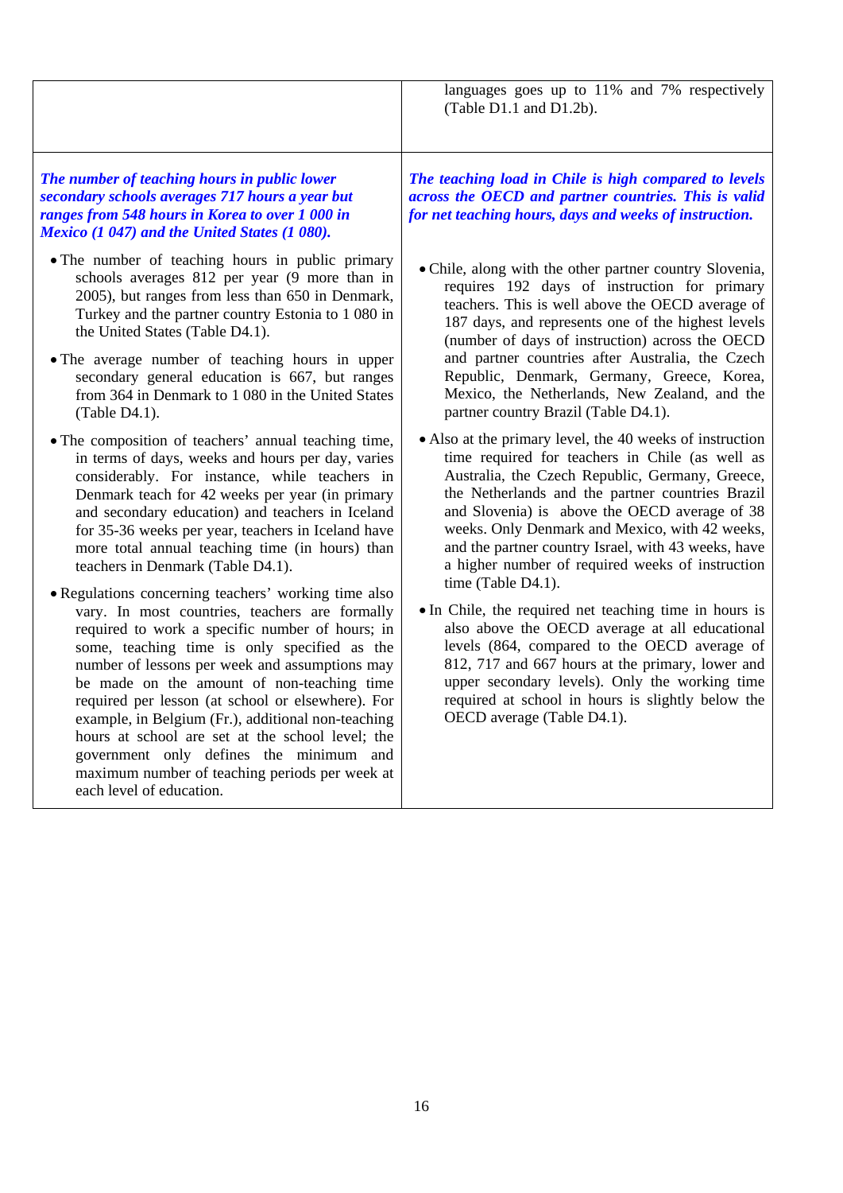| | |
|---|---|
| | languages goes up to 11% and 7% respectively (Table D1.1 and D1.2b). |
| ***The number of teaching hours in public lower secondary schools averages 717 hours a year but ranges from 548 hours in Korea to over 1 000 in Mexico (1 047) and the United States (1 080).*** <br><br> • The number of teaching hours in public primary schools averages 812 per year (9 more than in 2005), but ranges from less than 650 in Denmark, Turkey and the partner country Estonia to 1 080 in the United States (Table D4.1). <br><br> • The average number of teaching hours in upper secondary general education is 667, but ranges from 364 in Denmark to 1 080 in the United States (Table D4.1). <br><br> • The composition of teachers' annual teaching time, in terms of days, weeks and hours per day, varies considerably. For instance, while teachers in Denmark teach for 42 weeks per year (in primary and secondary education) and teachers in Iceland for 35-36 weeks per year, teachers in Iceland have more total annual teaching time (in hours) than teachers in Denmark (Table D4.1). <br><br> • Regulations concerning teachers' working time also vary. In most countries, teachers are formally required to work a specific number of hours; in some, teaching time is only specified as the number of lessons per week and assumptions may be made on the amount of non-teaching time required per lesson (at school or elsewhere). For example, in Belgium (Fr.), additional non-teaching hours at school are set at the school level; the government only defines the minimum and maximum number of teaching periods per week at each level of education. | ***The teaching load in Chile is high compared to levels across the OECD and partner countries. This is valid for net teaching hours, days and weeks of instruction.*** <br><br> • Chile, along with the other partner country Slovenia, requires 192 days of instruction for primary teachers. This is well above the OECD average of 187 days, and represents one of the highest levels (number of days of instruction) across the OECD and partner countries after Australia, the Czech Republic, Denmark, Germany, Greece, Korea, Mexico, the Netherlands, New Zealand, and the partner country Brazil (Table D4.1). <br><br> • Also at the primary level, the 40 weeks of instruction time required for teachers in Chile (as well as Australia, the Czech Republic, Germany, Greece, the Netherlands and the partner countries Brazil and Slovenia) is above the OECD average of 38 weeks. Only Denmark and Mexico, with 42 weeks, and the partner country Israel, with 43 weeks, have a higher number of required weeks of instruction time (Table D4.1). <br><br> • In Chile, the required net teaching time in hours is also above the OECD average at all educational levels (864, compared to the OECD average of 812, 717 and 667 hours at the primary, lower and upper secondary levels). Only the working time required at school in hours is slightly below the OECD average (Table D4.1). |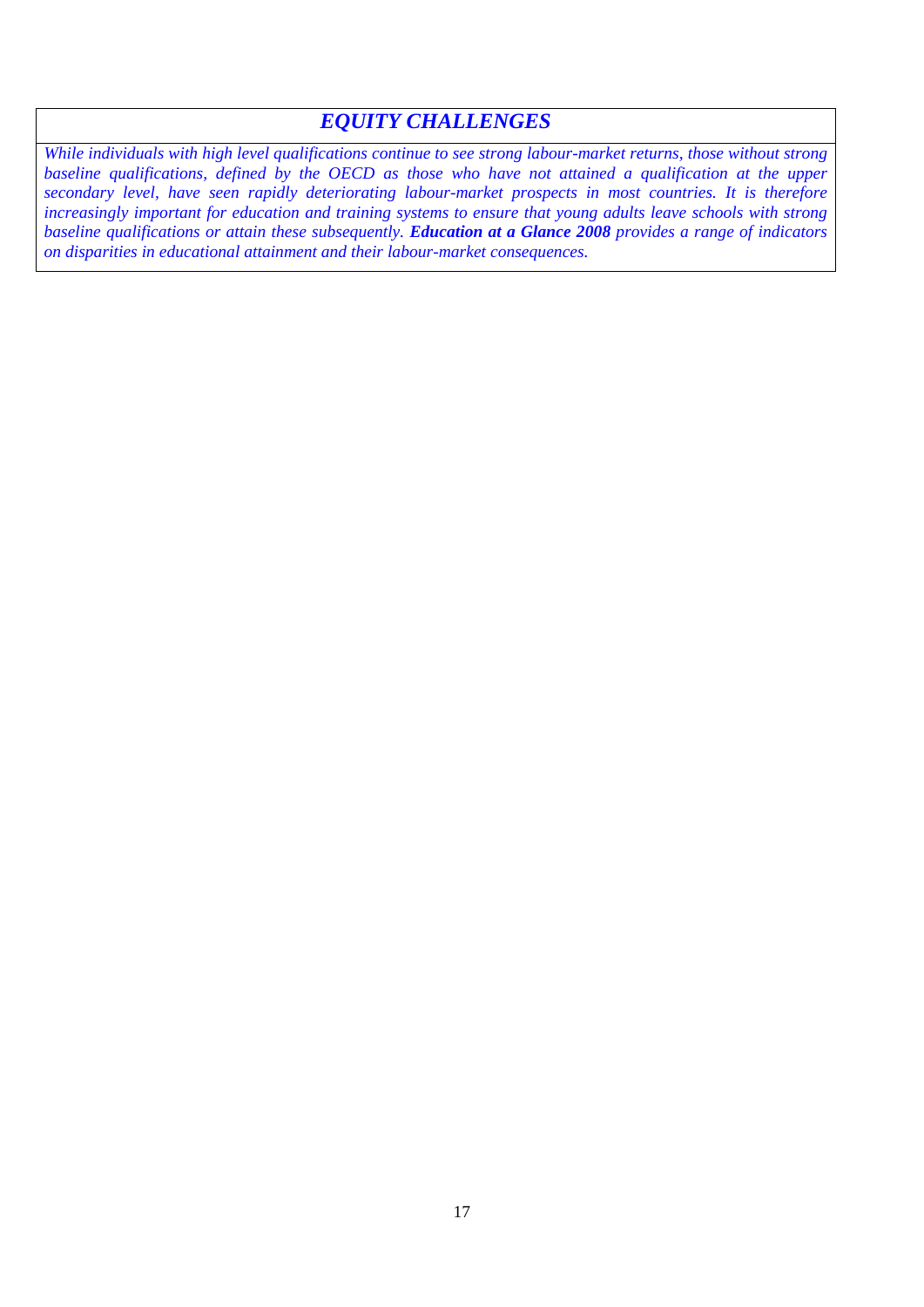## *EQUITY CHALLENGES*

*While individuals with high level qualifications continue to see strong labour-market returns, those without strong baseline qualifications, defined by the OECD as those who have not attained a qualification at the upper secondary level, have seen rapidly deteriorating labour-market prospects in most countries. It is therefore increasingly important for education and training systems to ensure that young adults leave schools with strong baseline qualifications or attain these subsequently.* ***Education at a Glance 2008*** *provides a range of indicators on disparities in educational attainment and their labour-market consequences.*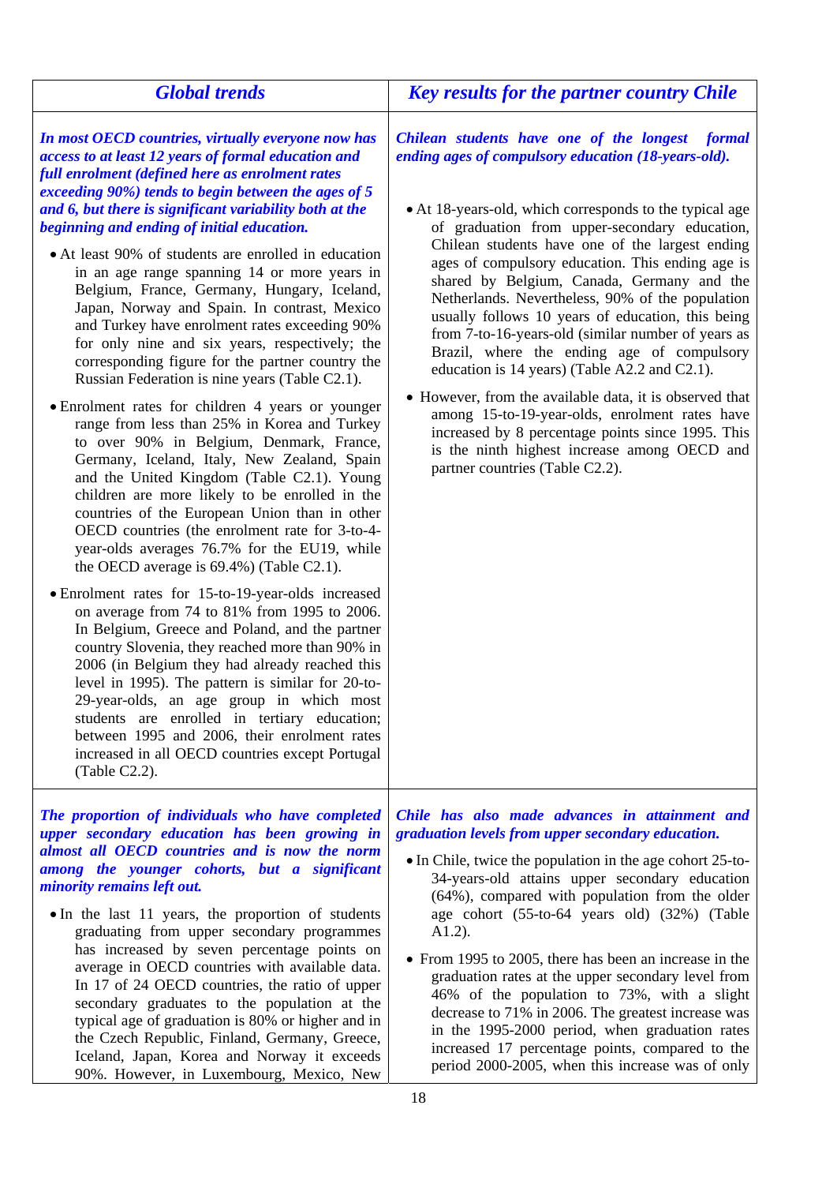| Global trends | Key results for the partner country Chile |
|---|---|
| ***In most OECD countries, virtually everyone now has access to at least 12 years of formal education and full enrolment (defined here as enrolment rates exceeding 90%) tends to begin between the ages of 5 and 6, but there is significant variability both at the beginning and ending of initial education.*** <br><br> • At least 90% of students are enrolled in education in an age range spanning 14 or more years in Belgium, France, Germany, Hungary, Iceland, Japan, Norway and Spain. In contrast, Mexico and Turkey have enrolment rates exceeding 90% for only nine and six years, respectively; the corresponding figure for the partner country the Russian Federation is nine years (Table C2.1). <br><br> • Enrolment rates for children 4 years or younger range from less than 25% in Korea and Turkey to over 90% in Belgium, Denmark, France, Germany, Iceland, Italy, New Zealand, Spain and the United Kingdom (Table C2.1). Young children are more likely to be enrolled in the countries of the European Union than in other OECD countries (the enrolment rate for 3-to-4-year-olds averages 76.7% for the EU19, while the OECD average is 69.4%) (Table C2.1). <br><br> • Enrolment rates for 15-to-19-year-olds increased on average from 74 to 81% from 1995 to 2006. In Belgium, Greece and Poland, and the partner country Slovenia, they reached more than 90% in 2006 (in Belgium they had already reached this level in 1995). The pattern is similar for 20-to-29-year-olds, an age group in which most students are enrolled in tertiary education; between 1995 and 2006, their enrolment rates increased in all OECD countries except Portugal (Table C2.2). | ***Chilean students have one of the longest formal ending ages of compulsory education (18-years-old).*** <br><br> • At 18-years-old, which corresponds to the typical age of graduation from upper-secondary education, Chilean students have one of the largest ending ages of compulsory education. This ending age is shared by Belgium, Canada, Germany and the Netherlands. Nevertheless, 90% of the population usually follows 10 years of education, this being from 7-to-16-years-old (similar number of years as Brazil, where the ending age of compulsory education is 14 years) (Table A2.2 and C2.1). <br><br> • However, from the available data, it is observed that among 15-to-19-year-olds, enrolment rates have increased by 8 percentage points since 1995. This is the ninth highest increase among OECD and partner countries (Table C2.2). |
| ***The proportion of individuals who have completed upper secondary education has been growing in almost all OECD countries and is now the norm among the younger cohorts, but a significant minority remains left out.*** <br><br> • In the last 11 years, the proportion of students graduating from upper secondary programmes has increased by seven percentage points on average in OECD countries with available data. In 17 of 24 OECD countries, the ratio of upper secondary graduates to the population at the typical age of graduation is 80% or higher and in the Czech Republic, Finland, Germany, Greece, Iceland, Japan, Korea and Norway it exceeds 90%. However, in Luxembourg, Mexico, New | ***Chile has also made advances in attainment and graduation levels from upper secondary education.*** <br><br> • In Chile, twice the population in the age cohort 25-to-34-years-old attains upper secondary education (64%), compared with population from the older age cohort (55-to-64 years old) (32%) (Table A1.2). <br><br> • From 1995 to 2005, there has been an increase in the graduation rates at the upper secondary level from 46% of the population to 73%, with a slight decrease to 71% in 2006. The greatest increase was in the 1995-2000 period, when graduation rates increased 17 percentage points, compared to the period 2000-2005, when this increase was of only |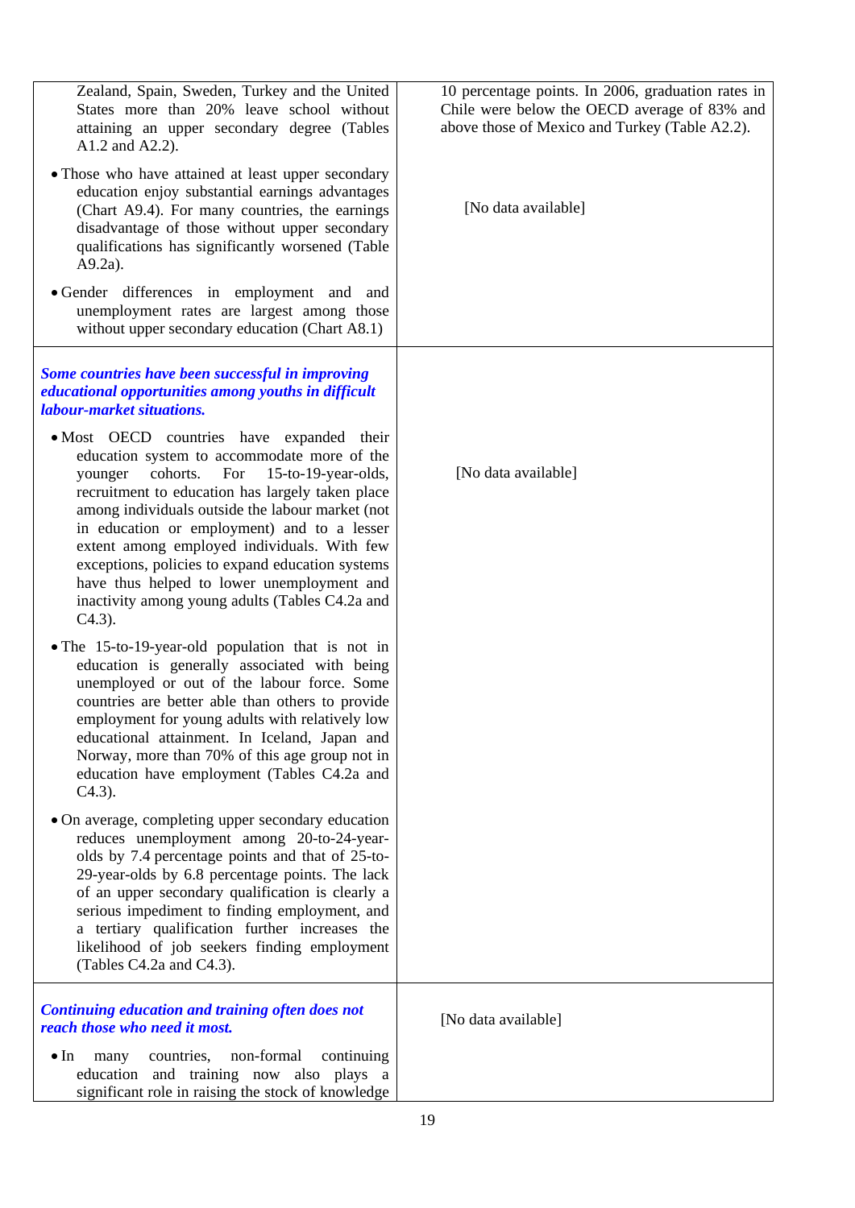| | |
|---|---|
| Zealand, Spain, Sweden, Turkey and the United States more than 20% leave school without attaining an upper secondary degree (Tables A1.2 and A2.2).<br><br>• Those who have attained at least upper secondary education enjoy substantial earnings advantages (Chart A9.4). For many countries, the earnings disadvantage of those without upper secondary qualifications has significantly worsened (Table A9.2a).<br><br>• Gender differences in employment and and unemployment rates are largest among those without upper secondary education (Chart A8.1) | 10 percentage points. In 2006, graduation rates in Chile were below the OECD average of 83% and above those of Mexico and Turkey (Table A2.2).<br><br>[No data available] |
| ***Some countries have been successful in improving educational opportunities among youths in difficult labour-market situations.***<br><br>• Most OECD countries have expanded their education system to accommodate more of the younger cohorts. For 15-to-19-year-olds, recruitment to education has largely taken place among individuals outside the labour market (not in education or employment) and to a lesser extent among employed individuals. With few exceptions, policies to expand education systems have thus helped to lower unemployment and inactivity among young adults (Tables C4.2a and C4.3).<br><br>• The 15-to-19-year-old population that is not in education is generally associated with being unemployed or out of the labour force. Some countries are better able than others to provide employment for young adults with relatively low educational attainment. In Iceland, Japan and Norway, more than 70% of this age group not in education have employment (Tables C4.2a and C4.3).<br><br>• On average, completing upper secondary education reduces unemployment among 20-to-24-year-olds by 7.4 percentage points and that of 25-to-29-year-olds by 6.8 percentage points. The lack of an upper secondary qualification is clearly a serious impediment to finding employment, and a tertiary qualification further increases the likelihood of job seekers finding employment (Tables C4.2a and C4.3). | [No data available] |
| ***Continuing education and training often does not reach those who need it most.***<br><br>• In many countries, non-formal continuing education and training now also plays a significant role in raising the stock of knowledge | [No data available] |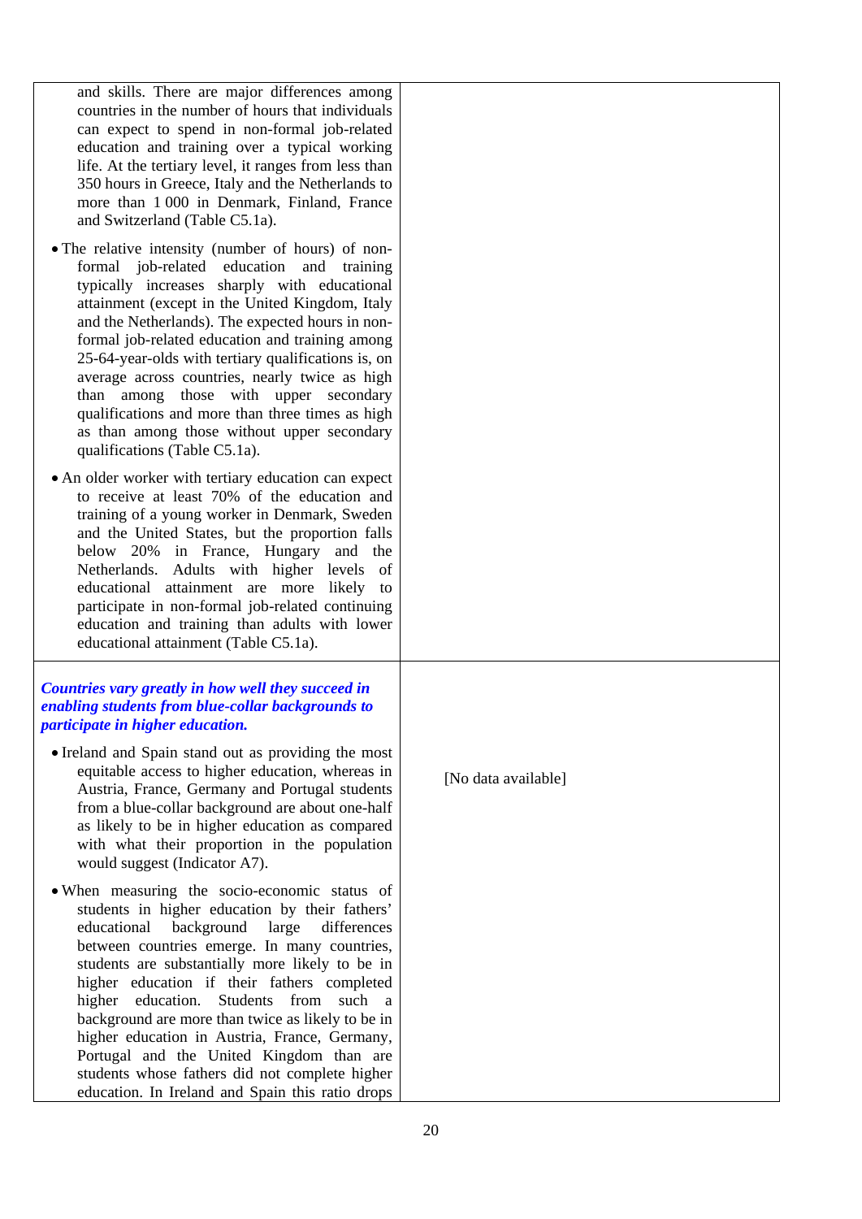| | |
|---|---|
| and skills. There are major differences among countries in the number of hours that individuals can expect to spend in non-formal job-related education and training over a typical working life. At the tertiary level, it ranges from less than 350 hours in Greece, Italy and the Netherlands to more than 1 000 in Denmark, Finland, France and Switzerland (Table C5.1a).<br><br>• The relative intensity (number of hours) of non-formal job-related education and training typically increases sharply with educational attainment (except in the United Kingdom, Italy and the Netherlands). The expected hours in non-formal job-related education and training among 25-64-year-olds with tertiary qualifications is, on average across countries, nearly twice as high than among those with upper secondary qualifications and more than three times as high as than among those without upper secondary qualifications (Table C5.1a).<br><br>• An older worker with tertiary education can expect to receive at least 70% of the education and training of a young worker in Denmark, Sweden and the United States, but the proportion falls below 20% in France, Hungary and the Netherlands. Adults with higher levels of educational attainment are more likely to participate in non-formal job-related continuing education and training than adults with lower educational attainment (Table C5.1a). | |
| ***Countries vary greatly in how well they succeed in enabling students from blue-collar backgrounds to participate in higher education.***<br><br>• Ireland and Spain stand out as providing the most equitable access to higher education, whereas in Austria, France, Germany and Portugal students from a blue-collar background are about one-half as likely to be in higher education as compared with what their proportion in the population would suggest (Indicator A7).<br><br>• When measuring the socio-economic status of students in higher education by their fathers' educational background large differences between countries emerge. In many countries, students are substantially more likely to be in higher education if their fathers completed higher education. Students from such a background are more than twice as likely to be in higher education in Austria, France, Germany, Portugal and the United Kingdom than are students whose fathers did not complete higher education. In Ireland and Spain this ratio drops | [No data available] |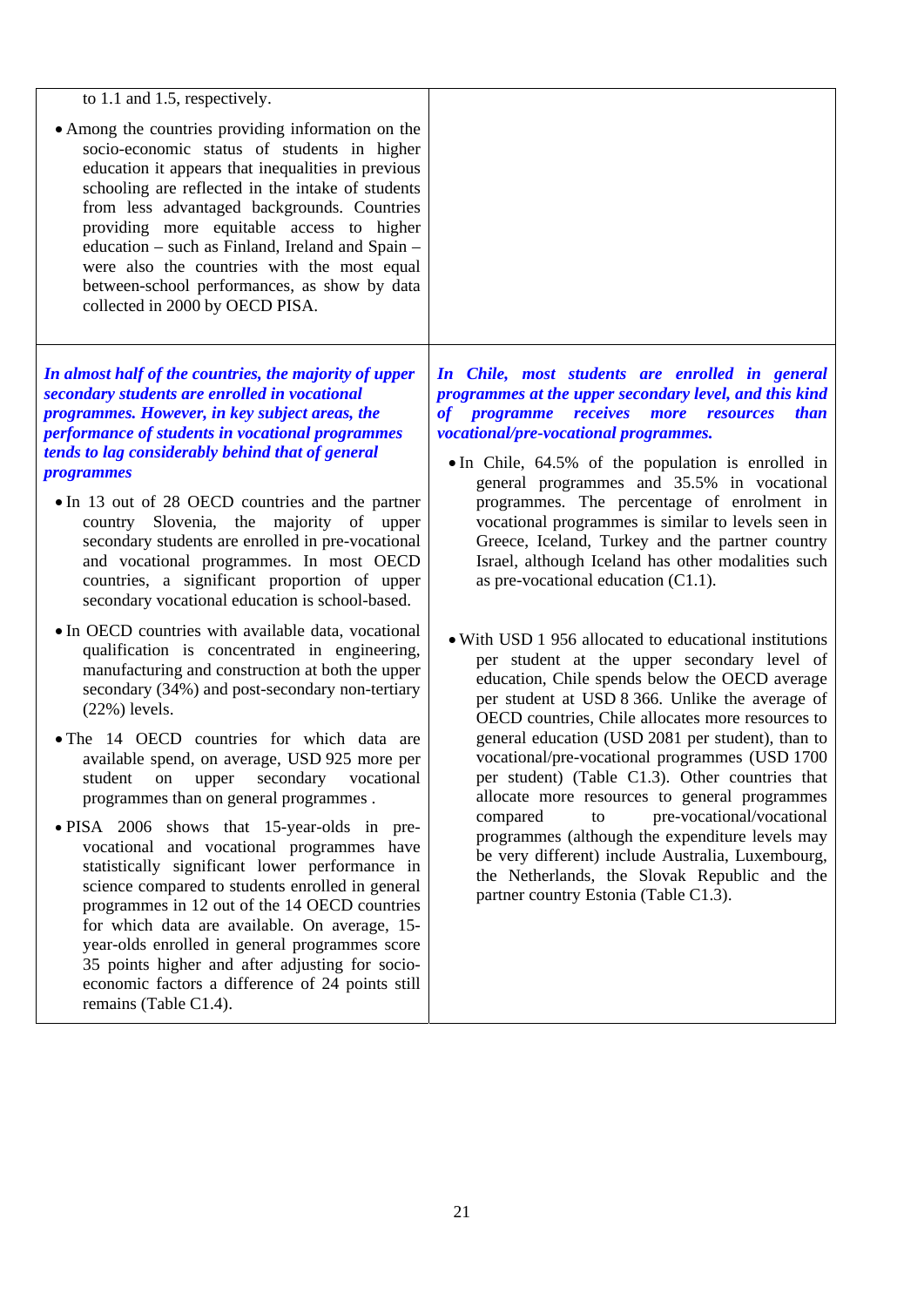to 1.1 and 1.5, respectively.

- Among the countries providing information on the socio-economic status of students in higher education it appears that inequalities in previous schooling are reflected in the intake of students from less advantaged backgrounds. Countries providing more equitable access to higher education – such as Finland, Ireland and Spain – were also the countries with the most equal between-school performances, as show by data collected in 2000 by OECD PISA.

***In almost half of the countries, the majority of upper secondary students are enrolled in vocational programmes. However, in key subject areas, the performance of students in vocational programmes tends to lag considerably behind that of general programmes***

- In 13 out of 28 OECD countries and the partner country Slovenia, the majority of upper secondary students are enrolled in pre-vocational and vocational programmes. In most OECD countries, a significant proportion of upper secondary vocational education is school-based.
- In OECD countries with available data, vocational qualification is concentrated in engineering, manufacturing and construction at both the upper secondary (34%) and post-secondary non-tertiary (22%) levels.
- The 14 OECD countries for which data are available spend, on average, USD 925 more per student on upper secondary vocational programmes than on general programmes .
- PISA 2006 shows that 15-year-olds in pre-vocational and vocational programmes have statistically significant lower performance in science compared to students enrolled in general programmes in 12 out of the 14 OECD countries for which data are available. On average, 15-year-olds enrolled in general programmes score 35 points higher and after adjusting for socio-economic factors a difference of 24 points still remains (Table C1.4).

***In Chile, most students are enrolled in general programmes at the upper secondary level, and this kind of programme receives more resources than vocational/pre-vocational programmes.***

- In Chile, 64.5% of the population is enrolled in general programmes and 35.5% in vocational programmes. The percentage of enrolment in vocational programmes is similar to levels seen in Greece, Iceland, Turkey and the partner country Israel, although Iceland has other modalities such as pre-vocational education (C1.1).
- With USD 1 956 allocated to educational institutions per student at the upper secondary level of education, Chile spends below the OECD average per student at USD 8 366. Unlike the average of OECD countries, Chile allocates more resources to general education (USD 2081 per student), than to vocational/pre-vocational programmes (USD 1700 per student) (Table C1.3). Other countries that allocate more resources to general programmes compared to pre-vocational/vocational programmes (although the expenditure levels may be very different) include Australia, Luxembourg, the Netherlands, the Slovak Republic and the partner country Estonia (Table C1.3).